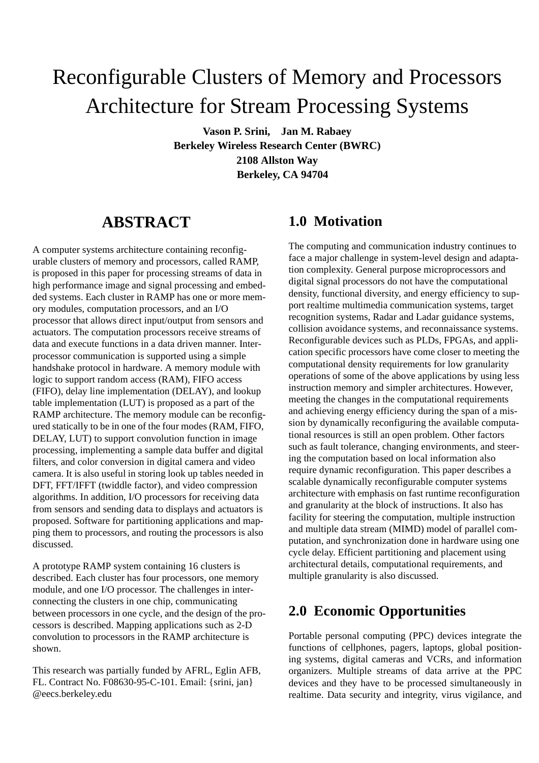# Reconfigurable Clusters of Memory and Processors Architecture for Stream Processing Systems

**Vason P. Srini, Jan M. Rabaey**
**Berkeley Wireless Research Center (BWRC)**
**2108 Allston Way**
**Berkeley, CA 94704**

## ABSTRACT

A computer systems architecture containing reconfigurable clusters of memory and processors, called RAMP, is proposed in this paper for processing streams of data in high performance image and signal processing and embedded systems. Each cluster in RAMP has one or more memory modules, computation processors, and an I/O processor that allows direct input/output from sensors and actuators. The computation processors receive streams of data and execute functions in a data driven manner. Interprocessor communication is supported using a simple handshake protocol in hardware. A memory module with logic to support random access (RAM), FIFO access (FIFO), delay line implementation (DELAY), and lookup table implementation (LUT) is proposed as a part of the RAMP architecture. The memory module can be reconfigured statically to be in one of the four modes (RAM, FIFO, DELAY, LUT) to support convolution function in image processing, implementing a sample data buffer and digital filters, and color conversion in digital camera and video camera. It is also useful in storing look up tables needed in DFT, FFT/IFFT (twiddle factor), and video compression algorithms. In addition, I/O processors for receiving data from sensors and sending data to displays and actuators is proposed. Software for partitioning applications and mapping them to processors, and routing the processors is also discussed.

A prototype RAMP system containing 16 clusters is described. Each cluster has four processors, one memory module, and one I/O processor. The challenges in interconnecting the clusters in one chip, communicating between processors in one cycle, and the design of the processors is described. Mapping applications such as 2-D convolution to processors in the RAMP architecture is shown.

This research was partially funded by AFRL, Eglin AFB, FL. Contract No. F08630-95-C-101. Email: {srini, jan} @eecs.berkeley.edu

## 1.0 Motivation

The computing and communication industry continues to face a major challenge in system-level design and adaptation complexity. General purpose microprocessors and digital signal processors do not have the computational density, functional diversity, and energy efficiency to support realtime multimedia communication systems, target recognition systems, Radar and Ladar guidance systems, collision avoidance systems, and reconnaissance systems. Reconfigurable devices such as PLDs, FPGAs, and application specific processors have come closer to meeting the computational density requirements for low granularity operations of some of the above applications by using less instruction memory and simpler architectures. However, meeting the changes in the computational requirements and achieving energy efficiency during the span of a mission by dynamically reconfiguring the available computational resources is still an open problem. Other factors such as fault tolerance, changing environments, and steering the computation based on local information also require dynamic reconfiguration. This paper describes a scalable dynamically reconfigurable computer systems architecture with emphasis on fast runtime reconfiguration and granularity at the block of instructions. It also has facility for steering the computation, multiple instruction and multiple data stream (MIMD) model of parallel computation, and synchronization done in hardware using one cycle delay. Efficient partitioning and placement using architectural details, computational requirements, and multiple granularity is also discussed.

## 2.0 Economic Opportunities

Portable personal computing (PPC) devices integrate the functions of cellphones, pagers, laptops, global positioning systems, digital cameras and VCRs, and information organizers. Multiple streams of data arrive at the PPC devices and they have to be processed simultaneously in realtime. Data security and integrity, virus vigilance, and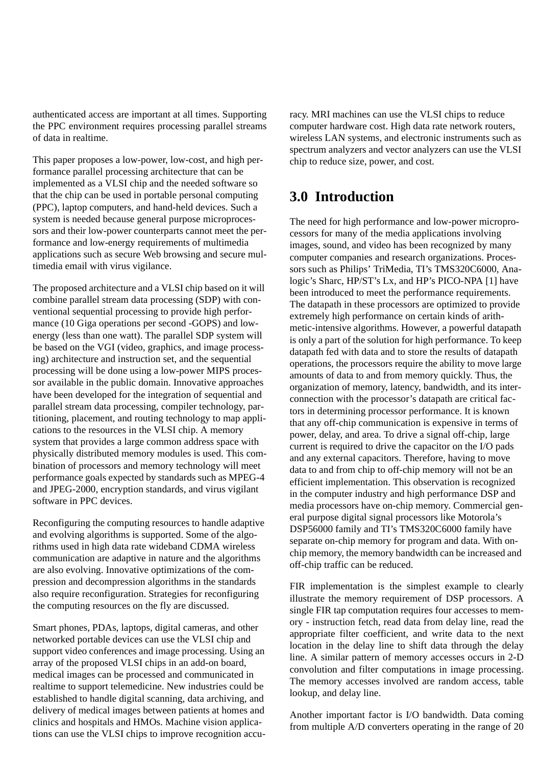authenticated access are important at all times. Supporting the PPC environment requires processing parallel streams of data in realtime.

This paper proposes a low-power, low-cost, and high performance parallel processing architecture that can be implemented as a VLSI chip and the needed software so that the chip can be used in portable personal computing (PPC), laptop computers, and hand-held devices. Such a system is needed because general purpose microprocessors and their low-power counterparts cannot meet the performance and low-energy requirements of multimedia applications such as secure Web browsing and secure multimedia email with virus vigilance.

The proposed architecture and a VLSI chip based on it will combine parallel stream data processing (SDP) with conventional sequential processing to provide high performance (10 Giga operations per second -GOPS) and low-energy (less than one watt). The parallel SDP system will be based on the VGI (video, graphics, and image processing) architecture and instruction set, and the sequential processing will be done using a low-power MIPS processor available in the public domain. Innovative approaches have been developed for the integration of sequential and parallel stream data processing, compiler technology, partitioning, placement, and routing technology to map applications to the resources in the VLSI chip. A memory system that provides a large common address space with physically distributed memory modules is used. This combination of processors and memory technology will meet performance goals expected by standards such as MPEG-4 and JPEG-2000, encryption standards, and virus vigilant software in PPC devices.

Reconfiguring the computing resources to handle adaptive and evolving algorithms is supported. Some of the algorithms used in high data rate wideband CDMA wireless communication are adaptive in nature and the algorithms are also evolving. Innovative optimizations of the compression and decompression algorithms in the standards also require reconfiguration. Strategies for reconfiguring the computing resources on the fly are discussed.

Smart phones, PDAs, laptops, digital cameras, and other networked portable devices can use the VLSI chip and support video conferences and image processing. Using an array of the proposed VLSI chips in an add-on board, medical images can be processed and communicated in realtime to support telemedicine. New industries could be established to handle digital scanning, data archiving, and delivery of medical images between patients at homes and clinics and hospitals and HMOs. Machine vision applications can use the VLSI chips to improve recognition accuracy. MRI machines can use the VLSI chips to reduce computer hardware cost. High data rate network routers, wireless LAN systems, and electronic instruments such as spectrum analyzers and vector analyzers can use the VLSI chip to reduce size, power, and cost.

## 3.0 Introduction

The need for high performance and low-power microprocessors for many of the media applications involving images, sound, and video has been recognized by many computer companies and research organizations. Processors such as Philips' TriMedia, TI's TMS320C6000, Analogic's Sharc, HP/ST's Lx, and HP's PICO-NPA [1] have been introduced to meet the performance requirements. The datapath in these processors are optimized to provide extremely high performance on certain kinds of arithmetic-intensive algorithms. However, a powerful datapath is only a part of the solution for high performance. To keep datapath fed with data and to store the results of datapath operations, the processors require the ability to move large amounts of data to and from memory quickly. Thus, the organization of memory, latency, bandwidth, and its interconnection with the processor's datapath are critical factors in determining processor performance. It is known that any off-chip communication is expensive in terms of power, delay, and area. To drive a signal off-chip, large current is required to drive the capacitor on the I/O pads and any external capacitors. Therefore, having to move data to and from chip to off-chip memory will not be an efficient implementation. This observation is recognized in the computer industry and high performance DSP and media processors have on-chip memory. Commercial general purpose digital signal processors like Motorola's DSP56000 family and TI's TMS320C6000 family have separate on-chip memory for program and data. With on-chip memory, the memory bandwidth can be increased and off-chip traffic can be reduced.

FIR implementation is the simplest example to clearly illustrate the memory requirement of DSP processors. A single FIR tap computation requires four accesses to memory - instruction fetch, read data from delay line, read the appropriate filter coefficient, and write data to the next location in the delay line to shift data through the delay line. A similar pattern of memory accesses occurs in 2-D convolution and filter computations in image processing. The memory accesses involved are random access, table lookup, and delay line.

Another important factor is I/O bandwidth. Data coming from multiple A/D converters operating in the range of 20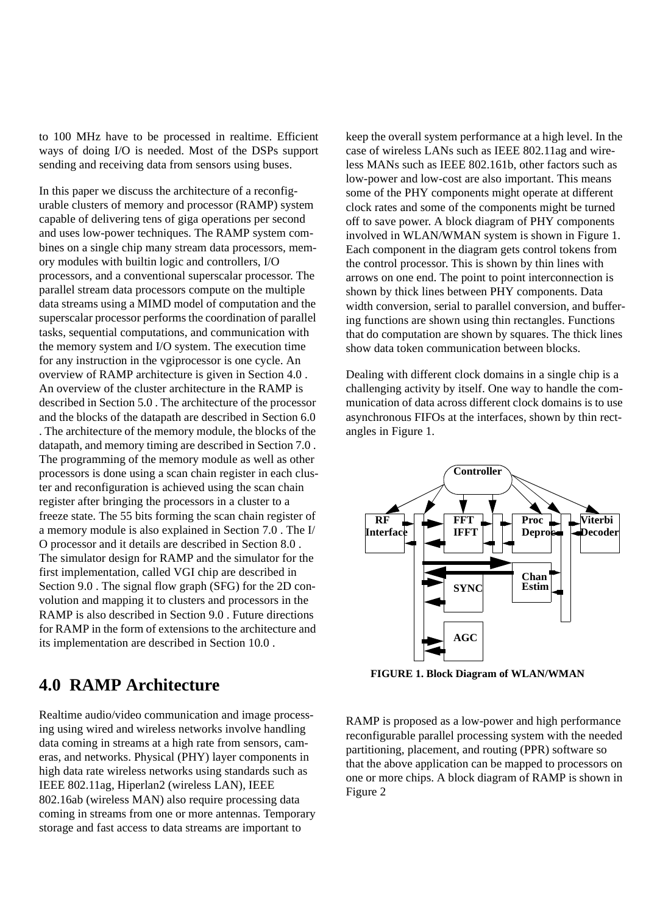to 100 MHz have to be processed in realtime. Efficient ways of doing I/O is needed. Most of the DSPs support sending and receiving data from sensors using buses.

In this paper we discuss the architecture of a reconfigurable clusters of memory and processor (RAMP) system capable of delivering tens of giga operations per second and uses low-power techniques. The RAMP system combines on a single chip many stream data processors, memory modules with builtin logic and controllers, I/O processors, and a conventional superscalar processor. The parallel stream data processors compute on the multiple data streams using a MIMD model of computation and the superscalar processor performs the coordination of parallel tasks, sequential computations, and communication with the memory system and I/O system. The execution time for any instruction in the vgiprocessor is one cycle. An overview of RAMP architecture is given in Section 4.0 . An overview of the cluster architecture in the RAMP is described in Section 5.0 . The architecture of the processor and the blocks of the datapath are described in Section 6.0 . The architecture of the memory module, the blocks of the datapath, and memory timing are described in Section 7.0 . The programming of the memory module as well as other processors is done using a scan chain register in each cluster and reconfiguration is achieved using the scan chain register after bringing the processors in a cluster to a freeze state. The 55 bits forming the scan chain register of a memory module is also explained in Section 7.0 . The I/O processor and it details are described in Section 8.0 . The simulator design for RAMP and the simulator for the first implementation, called VGI chip are described in Section 9.0 . The signal flow graph (SFG) for the 2D convolution and mapping it to clusters and processors in the RAMP is also described in Section 9.0 . Future directions for RAMP in the form of extensions to the architecture and its implementation are described in Section 10.0 .

## 4.0 RAMP Architecture

Realtime audio/video communication and image processing using wired and wireless networks involve handling data coming in streams at a high rate from sensors, cameras, and networks. Physical (PHY) layer components in high data rate wireless networks using standards such as IEEE 802.11ag, Hiperlan2 (wireless LAN), IEEE 802.16ab (wireless MAN) also require processing data coming in streams from one or more antennas. Temporary storage and fast access to data streams are important to keep the overall system performance at a high level. In the case of wireless LANs such as IEEE 802.11ag and wireless MANs such as IEEE 802.161b, other factors such as low-power and low-cost are also important. This means some of the PHY components might operate at different clock rates and some of the components might be turned off to save power. A block diagram of PHY components involved in WLAN/WMAN system is shown in Figure 1. Each component in the diagram gets control tokens from the control processor. This is shown by thin lines with arrows on one end. The point to point interconnection is shown by thick lines between PHY components. Data width conversion, serial to parallel conversion, and buffering functions are shown using thin rectangles. Functions that do computation are shown by squares. The thick lines show data token communication between blocks.

Dealing with different clock domains in a single chip is a challenging activity by itself. One way to handle the communication of data across different clock domains is to use asynchronous FIFOs at the interfaces, shown by thin rectangles in Figure 1.

Controller

RF Interface

FFT IFFT

Proc Deproc

Viterbi Decoder

Chan Estim

SYNC

AGC

**FIGURE 1. Block Diagram of WLAN/WMAN**

RAMP is proposed as a low-power and high performance reconfigurable parallel processing system with the needed partitioning, placement, and routing (PPR) software so that the above application can be mapped to processors on one or more chips. A block diagram of RAMP is shown in Figure 2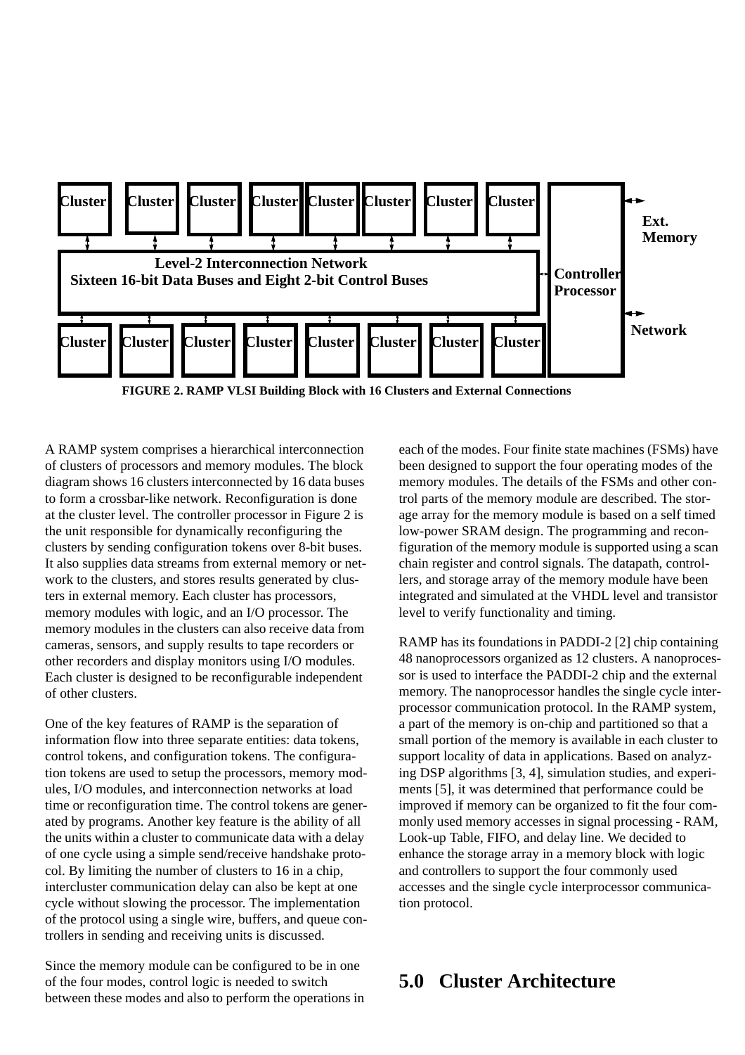Cluster
Cluster
Cluster
Cluster
Cluster
Cluster
Cluster
Cluster

Level-2 Interconnection Network
Sixteen 16-bit Data Buses and Eight 2-bit Control Buses

Controller
Processor

Ext.
Memory

Network

Cluster
Cluster
Cluster
Cluster
Cluster
Cluster
Cluster
Cluster

**FIGURE 2. RAMP VLSI Building Block with 16 Clusters and External Connections**

A RAMP system comprises a hierarchical interconnection of clusters of processors and memory modules. The block diagram shows 16 clusters interconnected by 16 data buses to form a crossbar-like network. Reconfiguration is done at the cluster level. The controller processor in Figure 2 is the unit responsible for dynamically reconfiguring the clusters by sending configuration tokens over 8-bit buses. It also supplies data streams from external memory or network to the clusters, and stores results generated by clusters in external memory. Each cluster has processors, memory modules with logic, and an I/O processor. The memory modules in the clusters can also receive data from cameras, sensors, and supply results to tape recorders or other recorders and display monitors using I/O modules. Each cluster is designed to be reconfigurable independent of other clusters.

One of the key features of RAMP is the separation of information flow into three separate entities: data tokens, control tokens, and configuration tokens. The configuration tokens are used to setup the processors, memory modules, I/O modules, and interconnection networks at load time or reconfiguration time. The control tokens are generated by programs. Another key feature is the ability of all the units within a cluster to communicate data with a delay of one cycle using a simple send/receive handshake protocol. By limiting the number of clusters to 16 in a chip, intercluster communication delay can also be kept at one cycle without slowing the processor. The implementation of the protocol using a single wire, buffers, and queue controllers in sending and receiving units is discussed.

Since the memory module can be configured to be in one of the four modes, control logic is needed to switch between these modes and also to perform the operations in each of the modes. Four finite state machines (FSMs) have been designed to support the four operating modes of the memory modules. The details of the FSMs and other control parts of the memory module are described. The storage array for the memory module is based on a self timed low-power SRAM design. The programming and reconfiguration of the memory module is supported using a scan chain register and control signals. The datapath, controllers, and storage array of the memory module have been integrated and simulated at the VHDL level and transistor level to verify functionality and timing.

RAMP has its foundations in PADDI-2 [2] chip containing 48 nanoprocessors organized as 12 clusters. A nanoprocessor is used to interface the PADDI-2 chip and the external memory. The nanoprocessor handles the single cycle interprocessor communication protocol. In the RAMP system, a part of the memory is on-chip and partitioned so that a small portion of the memory is available in each cluster to support locality of data in applications. Based on analyzing DSP algorithms [3, 4], simulation studies, and experiments [5], it was determined that performance could be improved if memory can be organized to fit the four commonly used memory accesses in signal processing - RAM, Look-up Table, FIFO, and delay line. We decided to enhance the storage array in a memory block with logic and controllers to support the four commonly used accesses and the single cycle interprocessor communication protocol.

## 5.0 Cluster Architecture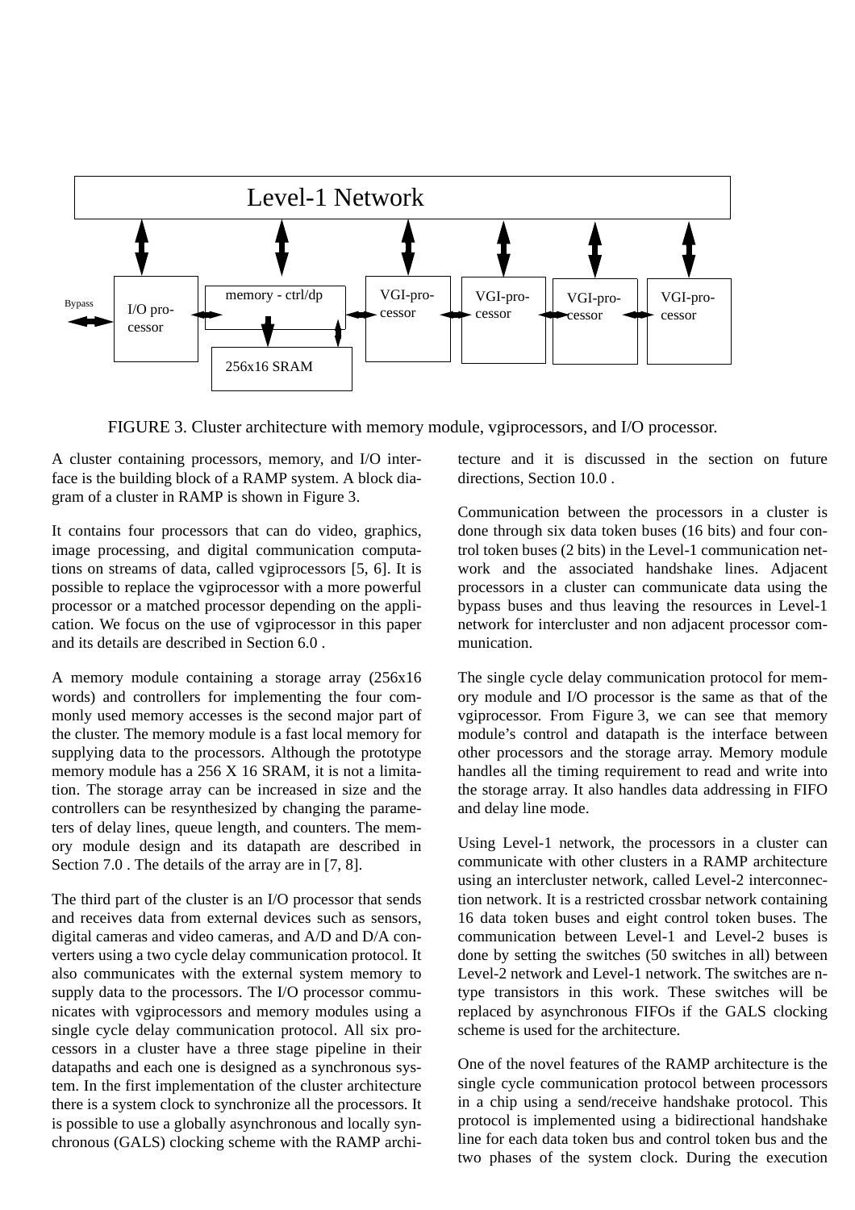Level-1 Network

Bypass

I/O processor

memory - ctrl/dp

256x16 SRAM

VGI-processor

VGI-processor

VGI-processor

VGI-processor

FIGURE 3. Cluster architecture with memory module, vgiprocessors, and I/O processor.

A cluster containing processors, memory, and I/O interface is the building block of a RAMP system. A block diagram of a cluster in RAMP is shown in Figure 3.

It contains four processors that can do video, graphics, image processing, and digital communication computations on streams of data, called vgiprocessors [5, 6]. It is possible to replace the vgiprocessor with a more powerful processor or a matched processor depending on the application. We focus on the use of vgiprocessor in this paper and its details are described in Section 6.0 .

A memory module containing a storage array (256x16 words) and controllers for implementing the four commonly used memory accesses is the second major part of the cluster. The memory module is a fast local memory for supplying data to the processors. Although the prototype memory module has a 256 X 16 SRAM, it is not a limitation. The storage array can be increased in size and the controllers can be resynthesized by changing the parameters of delay lines, queue length, and counters. The memory module design and its datapath are described in Section 7.0 . The details of the array are in [7, 8].

The third part of the cluster is an I/O processor that sends and receives data from external devices such as sensors, digital cameras and video cameras, and A/D and D/A converters using a two cycle delay communication protocol. It also communicates with the external system memory to supply data to the processors. The I/O processor communicates with vgiprocessors and memory modules using a single cycle delay communication protocol. All six processors in a cluster have a three stage pipeline in their datapaths and each one is designed as a synchronous system. In the first implementation of the cluster architecture there is a system clock to synchronize all the processors. It is possible to use a globally asynchronous and locally synchronous (GALS) clocking scheme with the RAMP architecture and it is discussed in the section on future directions, Section 10.0 .

Communication between the processors in a cluster is done through six data token buses (16 bits) and four control token buses (2 bits) in the Level-1 communication network and the associated handshake lines. Adjacent processors in a cluster can communicate data using the bypass buses and thus leaving the resources in Level-1 network for intercluster and non adjacent processor communication.

The single cycle delay communication protocol for memory module and I/O processor is the same as that of the vgiprocessor. From Figure 3, we can see that memory module's control and datapath is the interface between other processors and the storage array. Memory module handles all the timing requirement to read and write into the storage array. It also handles data addressing in FIFO and delay line mode.

Using Level-1 network, the processors in a cluster can communicate with other clusters in a RAMP architecture using an intercluster network, called Level-2 interconnection network. It is a restricted crossbar network containing 16 data token buses and eight control token buses. The communication between Level-1 and Level-2 buses is done by setting the switches (50 switches in all) between Level-2 network and Level-1 network. The switches are n-type transistors in this work. These switches will be replaced by asynchronous FIFOs if the GALS clocking scheme is used for the architecture.

One of the novel features of the RAMP architecture is the single cycle communication protocol between processors in a chip using a send/receive handshake protocol. This protocol is implemented using a bidirectional handshake line for each data token bus and control token bus and the two phases of the system clock. During the execution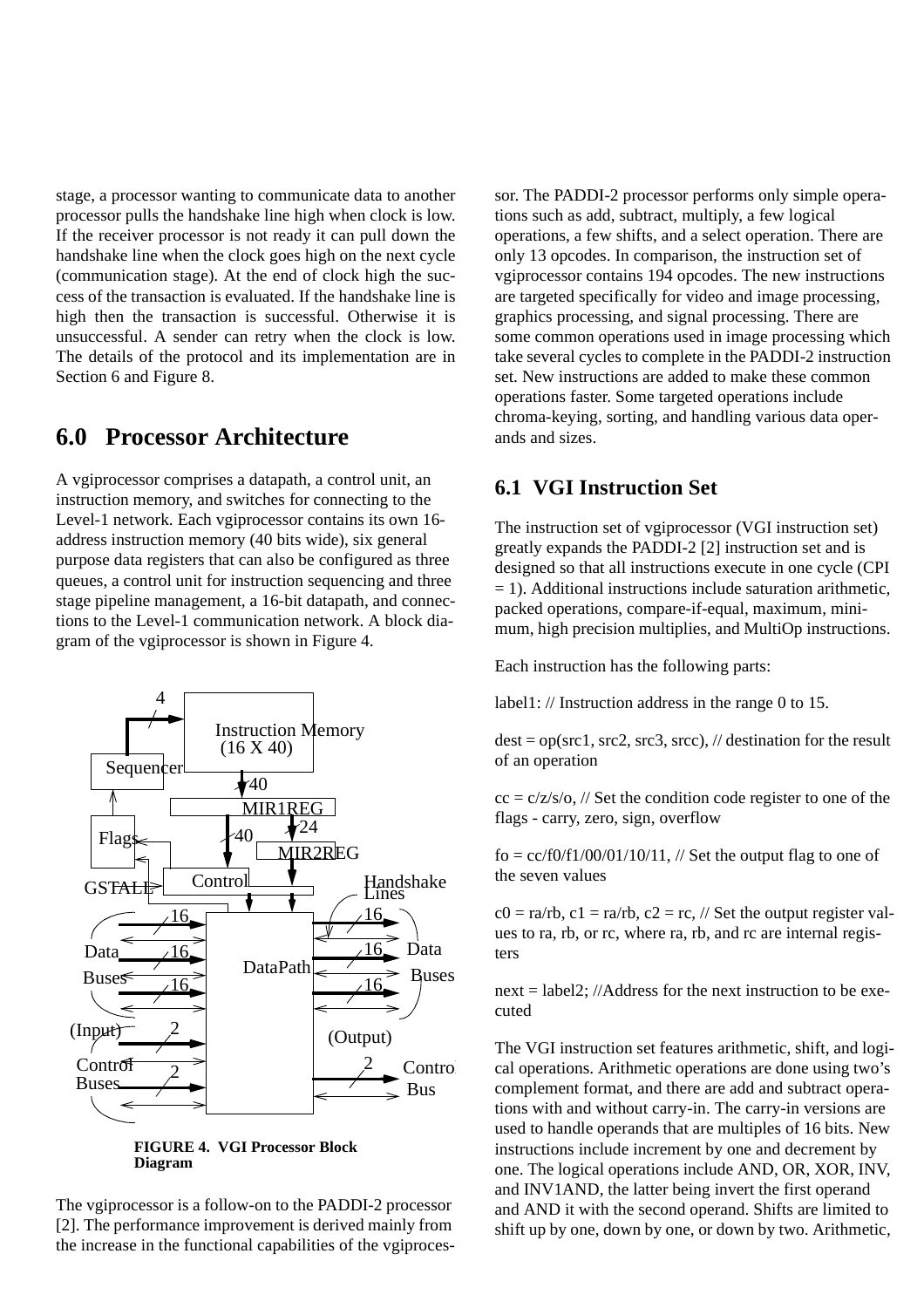stage, a processor wanting to communicate data to another processor pulls the handshake line high when clock is low. If the receiver processor is not ready it can pull down the handshake line when the clock goes high on the next cycle (communication stage). At the end of clock high the success of the transaction is evaluated. If the handshake line is high then the transaction is successful. Otherwise it is unsuccessful. A sender can retry when the clock is low. The details of the protocol and its implementation are in Section 6 and Figure 8.

## 6.0 Processor Architecture

A vgiprocessor comprises a datapath, a control unit, an instruction memory, and switches for connecting to the Level-1 network. Each vgiprocessor contains its own 16-address instruction memory (40 bits wide), six general purpose data registers that can also be configured as three queues, a control unit for instruction sequencing and three stage pipeline management, a 16-bit datapath, and connections to the Level-1 communication network. A block diagram of the vgiprocessor is shown in Figure 4.

4
Instruction Memory
(16 X 40)
Sequencer
40
MIR1REG
24
Flags
40
MIR2REG
GSTALL
Control
Handshake
Lines
16
16
Data
16
16
Data
Buses
DataPath
Buses
16
16
(Input)
2
(Output)
Control
2
Control
Buses
2
Bus

**FIGURE 4. VGI Processor Block Diagram**

The vgiprocessor is a follow-on to the PADDI-2 processor [2]. The performance improvement is derived mainly from the increase in the functional capabilities of the vgiprocessor. The PADDI-2 processor performs only simple operations such as add, subtract, multiply, a few logical operations, a few shifts, and a select operation. There are only 13 opcodes. In comparison, the instruction set of vgiprocessor contains 194 opcodes. The new instructions are targeted specifically for video and image processing, graphics processing, and signal processing. There are some common operations used in image processing which take several cycles to complete in the PADDI-2 instruction set. New instructions are added to make these common operations faster. Some targeted operations include chroma-keying, sorting, and handling various data operands and sizes.

### 6.1 VGI Instruction Set

The instruction set of vgiprocessor (VGI instruction set) greatly expands the PADDI-2 [2] instruction set and is designed so that all instructions execute in one cycle (CPI = 1). Additional instructions include saturation arithmetic, packed operations, compare-if-equal, maximum, minimum, high precision multiplies, and MultiOp instructions.

Each instruction has the following parts:

label1: // Instruction address in the range 0 to 15.

dest = op(src1, src2, src3, srcc), // destination for the result of an operation

cc = c/z/s/o, // Set the condition code register to one of the flags - carry, zero, sign, overflow

fo = cc/f0/f1/00/01/10/11, // Set the output flag to one of the seven values

c0 = ra/rb, c1 = ra/rb, c2 = rc, // Set the output register values to ra, rb, or rc, where ra, rb, and rc are internal registers

next = label2; //Address for the next instruction to be executed

The VGI instruction set features arithmetic, shift, and logical operations. Arithmetic operations are done using two's complement format, and there are add and subtract operations with and without carry-in. The carry-in versions are used to handle operands that are multiples of 16 bits. New instructions include increment by one and decrement by one. The logical operations include AND, OR, XOR, INV, and INV1AND, the latter being invert the first operand and AND it with the second operand. Shifts are limited to shift up by one, down by one, or down by two. Arithmetic,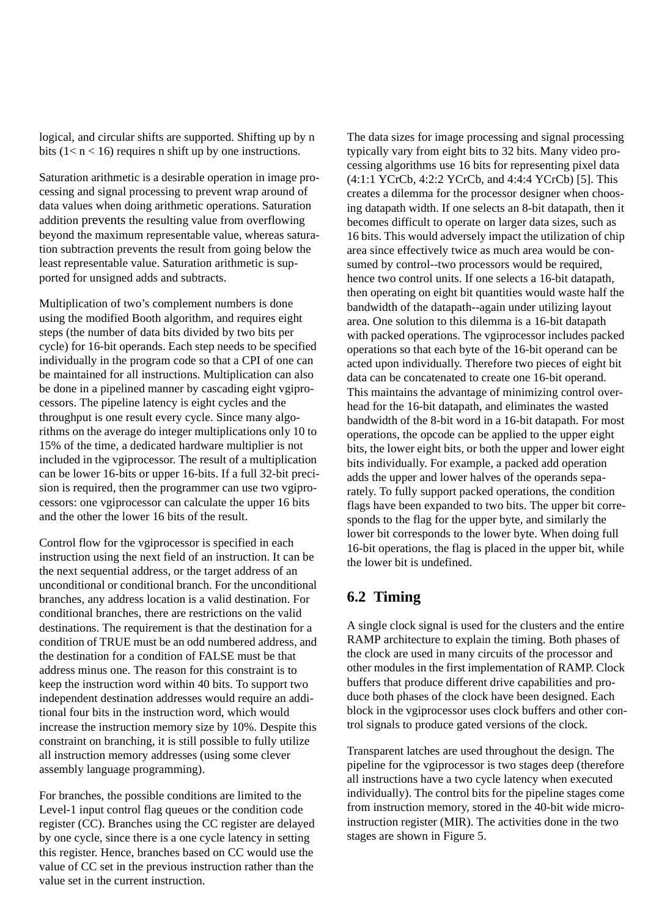logical, and circular shifts are supported. Shifting up by n bits ($1 < n < 16$) requires n shift up by one instructions.

Saturation arithmetic is a desirable operation in image processing and signal processing to prevent wrap around of data values when doing arithmetic operations. Saturation addition prevents the resulting value from overflowing beyond the maximum representable value, whereas saturation subtraction prevents the result from going below the least representable value. Saturation arithmetic is supported for unsigned adds and subtracts.

Multiplication of two's complement numbers is done using the modified Booth algorithm, and requires eight steps (the number of data bits divided by two bits per cycle) for 16-bit operands. Each step needs to be specified individually in the program code so that a CPI of one can be maintained for all instructions. Multiplication can also be done in a pipelined manner by cascading eight vgiprocessors. The pipeline latency is eight cycles and the throughput is one result every cycle. Since many algorithms on the average do integer multiplications only 10 to 15% of the time, a dedicated hardware multiplier is not included in the vgiprocessor. The result of a multiplication can be lower 16-bits or upper 16-bits. If a full 32-bit precision is required, then the programmer can use two vgiprocessors: one vgiprocessor can calculate the upper 16 bits and the other the lower 16 bits of the result.

Control flow for the vgiprocessor is specified in each instruction using the next field of an instruction. It can be the next sequential address, or the target address of an unconditional or conditional branch. For the unconditional branches, any address location is a valid destination. For conditional branches, there are restrictions on the valid destinations. The requirement is that the destination for a condition of TRUE must be an odd numbered address, and the destination for a condition of FALSE must be that address minus one. The reason for this constraint is to keep the instruction word within 40 bits. To support two independent destination addresses would require an additional four bits in the instruction word, which would increase the instruction memory size by 10%. Despite this constraint on branching, it is still possible to fully utilize all instruction memory addresses (using some clever assembly language programming).

For branches, the possible conditions are limited to the Level-1 input control flag queues or the condition code register (CC). Branches using the CC register are delayed by one cycle, since there is a one cycle latency in setting this register. Hence, branches based on CC would use the value of CC set in the previous instruction rather than the value set in the current instruction.

The data sizes for image processing and signal processing typically vary from eight bits to 32 bits. Many video processing algorithms use 16 bits for representing pixel data (4:1:1 YCrCb, 4:2:2 YCrCb, and 4:4:4 YCrCb) [5]. This creates a dilemma for the processor designer when choosing datapath width. If one selects an 8-bit datapath, then it becomes difficult to operate on larger data sizes, such as 16 bits. This would adversely impact the utilization of chip area since effectively twice as much area would be consumed by control--two processors would be required, hence two control units. If one selects a 16-bit datapath, then operating on eight bit quantities would waste half the bandwidth of the datapath--again under utilizing layout area. One solution to this dilemma is a 16-bit datapath with packed operations. The vgiprocessor includes packed operations so that each byte of the 16-bit operand can be acted upon individually. Therefore two pieces of eight bit data can be concatenated to create one 16-bit operand. This maintains the advantage of minimizing control overhead for the 16-bit datapath, and eliminates the wasted bandwidth of the 8-bit word in a 16-bit datapath. For most operations, the opcode can be applied to the upper eight bits, the lower eight bits, or both the upper and lower eight bits individually. For example, a packed add operation adds the upper and lower halves of the operands separately. To fully support packed operations, the condition flags have been expanded to two bits. The upper bit corresponds to the flag for the upper byte, and similarly the lower bit corresponds to the lower byte. When doing full 16-bit operations, the flag is placed in the upper bit, while the lower bit is undefined.

## 6.2 Timing

A single clock signal is used for the clusters and the entire RAMP architecture to explain the timing. Both phases of the clock are used in many circuits of the processor and other modules in the first implementation of RAMP. Clock buffers that produce different drive capabilities and produce both phases of the clock have been designed. Each block in the vgiprocessor uses clock buffers and other control signals to produce gated versions of the clock.

Transparent latches are used throughout the design. The pipeline for the vgiprocessor is two stages deep (therefore all instructions have a two cycle latency when executed individually). The control bits for the pipeline stages come from instruction memory, stored in the 40-bit wide microinstruction register (MIR). The activities done in the two stages are shown in Figure 5.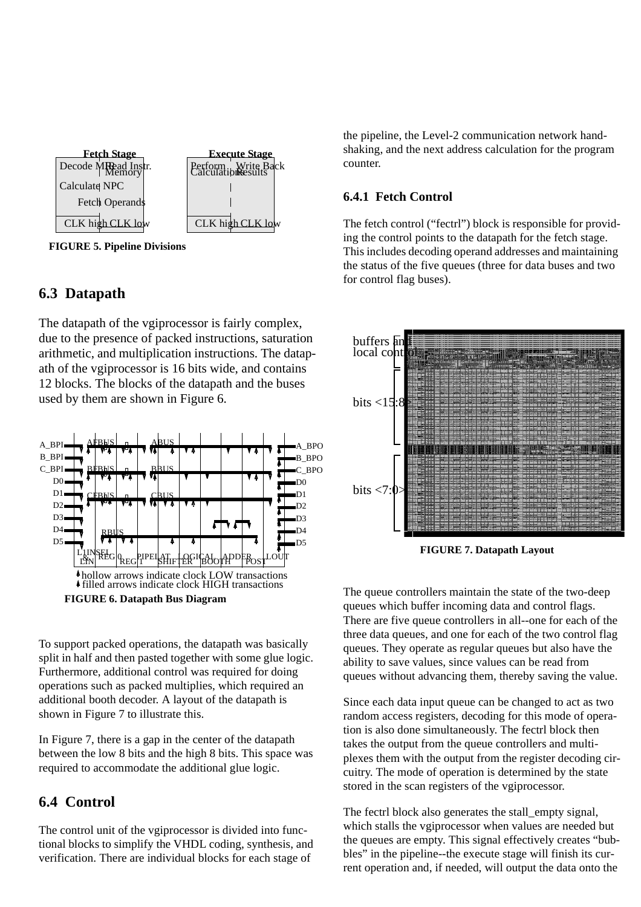Fetch Stage

Decode MR | Read Instr. Memory

Calculate NPC

Fetch Operands

CLK high CLK low

Execute Stage

Perform Calculations | Write Back Results

CLK high CLK low

**FIGURE 5. Pipeline Divisions**

## 6.3 Datapath

The datapath of the vgiprocessor is fairly complex, due to the presence of packed instructions, saturation arithmetic, and multiplication instructions. The datapath of the vgiprocessor is 16 bits wide, and contains 12 blocks. The blocks of the datapath and the buses used by them are shown in Figure 6.

A_BPI B_BPI C_BPI D0 D1 D2 D3 D4 D5

AFBUS ABUS BFBUS BBUS CFBUS CBUS RBUS

A_BPO B_BPO C_BPO D0 D1 D2 D3 D4 D5

LINSEL & LIN REG 0 REG 1 PIPELAT SHIFTER LOGICAL BOOTH ADDER POST LOUT

hollow arrows indicate clock LOW transactions
filled arrows indicate clock HIGH transactions

**FIGURE 6. Datapath Bus Diagram**

To support packed operations, the datapath was basically split in half and then pasted together with some glue logic. Furthermore, additional control was required for doing operations such as packed multiplies, which required an additional booth decoder. A layout of the datapath is shown in Figure 7 to illustrate this.

In Figure 7, there is a gap in the center of the datapath between the low 8 bits and the high 8 bits. This space was required to accommodate the additional glue logic.

## 6.4 Control

The control unit of the vgiprocessor is divided into functional blocks to simplify the VHDL coding, synthesis, and verification. There are individual blocks for each stage of the pipeline, the Level-2 communication network handshaking, and the next address calculation for the program counter.

### 6.4.1 Fetch Control

The fetch control ("fectrl") block is responsible for providing the control points to the datapath for the fetch stage. This includes decoding operand addresses and maintaining the status of the five queues (three for data buses and two for control flag buses).

buffers and local control

bits <15:8>

bits <7:0>

**FIGURE 7. Datapath Layout**

The queue controllers maintain the state of the two-deep queues which buffer incoming data and control flags. There are five queue controllers in all--one for each of the three data queues, and one for each of the two control flag queues. They operate as regular queues but also have the ability to save values, since values can be read from queues without advancing them, thereby saving the value.

Since each data input queue can be changed to act as two random access registers, decoding for this mode of operation is also done simultaneously. The fectrl block then takes the output from the queue controllers and multiplexes them with the output from the register decoding circuitry. The mode of operation is determined by the state stored in the scan registers of the vgiprocessor.

The fectrl block also generates the stall_empty signal, which stalls the vgiprocessor when values are needed but the queues are empty. This signal effectively creates "bubbles" in the pipeline--the execute stage will finish its current operation and, if needed, will output the data onto the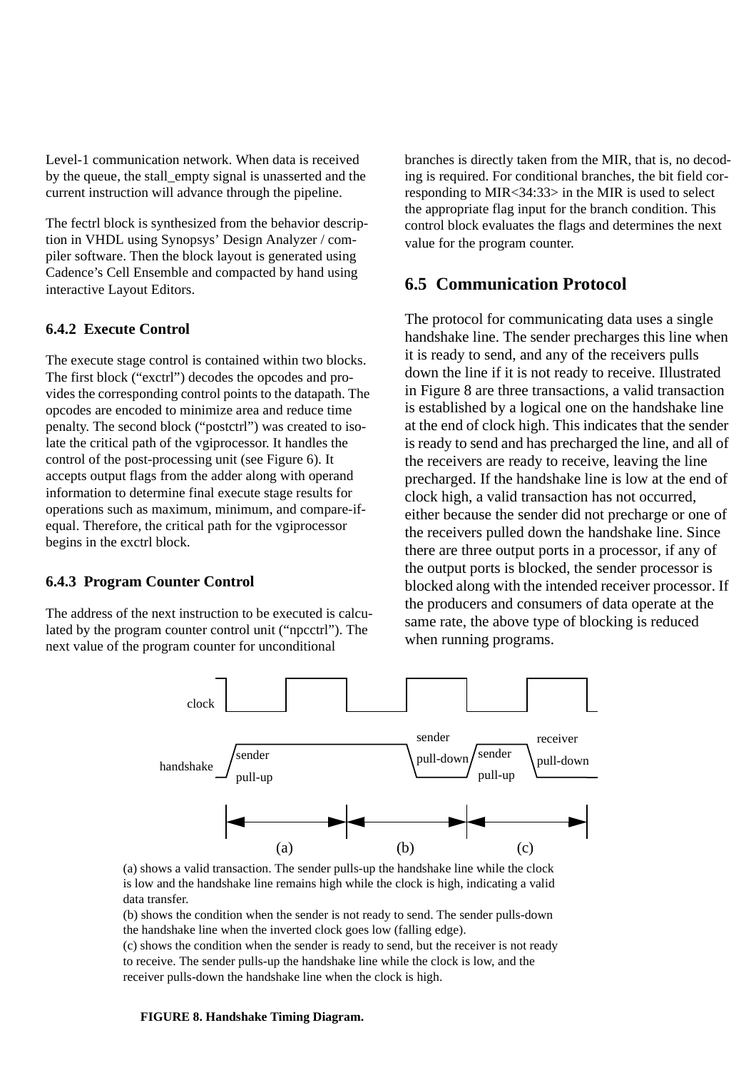Level-1 communication network. When data is received by the queue, the stall_empty signal is unasserted and the current instruction will advance through the pipeline.

The fectrl block is synthesized from the behavior description in VHDL using Synopsys' Design Analyzer / compiler software. Then the block layout is generated using Cadence's Cell Ensemble and compacted by hand using interactive Layout Editors.

### 6.4.2 Execute Control

The execute stage control is contained within two blocks. The first block ("exctrl") decodes the opcodes and provides the corresponding control points to the datapath. The opcodes are encoded to minimize area and reduce time penalty. The second block ("postctrl") was created to isolate the critical path of the vgiprocessor. It handles the control of the post-processing unit (see Figure 6). It accepts output flags from the adder along with operand information to determine final execute stage results for operations such as maximum, minimum, and compare-if-equal. Therefore, the critical path for the vgiprocessor begins in the exctrl block.

### 6.4.3 Program Counter Control

The address of the next instruction to be executed is calculated by the program counter control unit ("npcctrl"). The next value of the program counter for unconditional branches is directly taken from the MIR, that is, no decoding is required. For conditional branches, the bit field corresponding to MIR<34:33> in the MIR is used to select the appropriate flag input for the branch condition. This control block evaluates the flags and determines the next value for the program counter.

## 6.5 Communication Protocol

The protocol for communicating data uses a single handshake line. The sender precharges this line when it is ready to send, and any of the receivers pulls down the line if it is not ready to receive. Illustrated in Figure 8 are three transactions, a valid transaction is established by a logical one on the handshake line at the end of clock high. This indicates that the sender is ready to send and has precharged the line, and all of the receivers are ready to receive, leaving the line precharged. If the handshake line is low at the end of clock high, a valid transaction has not occurred, either because the sender did not precharge or one of the receivers pulled down the handshake line. Since there are three output ports in a processor, if any of the output ports is blocked, the sender processor is blocked along with the intended receiver processor. If the producers and consumers of data operate at the same rate, the above type of blocking is reduced when running programs.

(a) shows a valid transaction. The sender pulls-up the handshake line while the clock is low and the handshake line remains high while the clock is high, indicating a valid data transfer.
(b) shows the condition when the sender is not ready to send. The sender pulls-down the handshake line when the inverted clock goes low (falling edge).
(c) shows the condition when the sender is ready to send, but the receiver is not ready to receive. The sender pulls-up the handshake line while the clock is low, and the receiver pulls-down the handshake line when the clock is high.

**FIGURE 8. Handshake Timing Diagram.**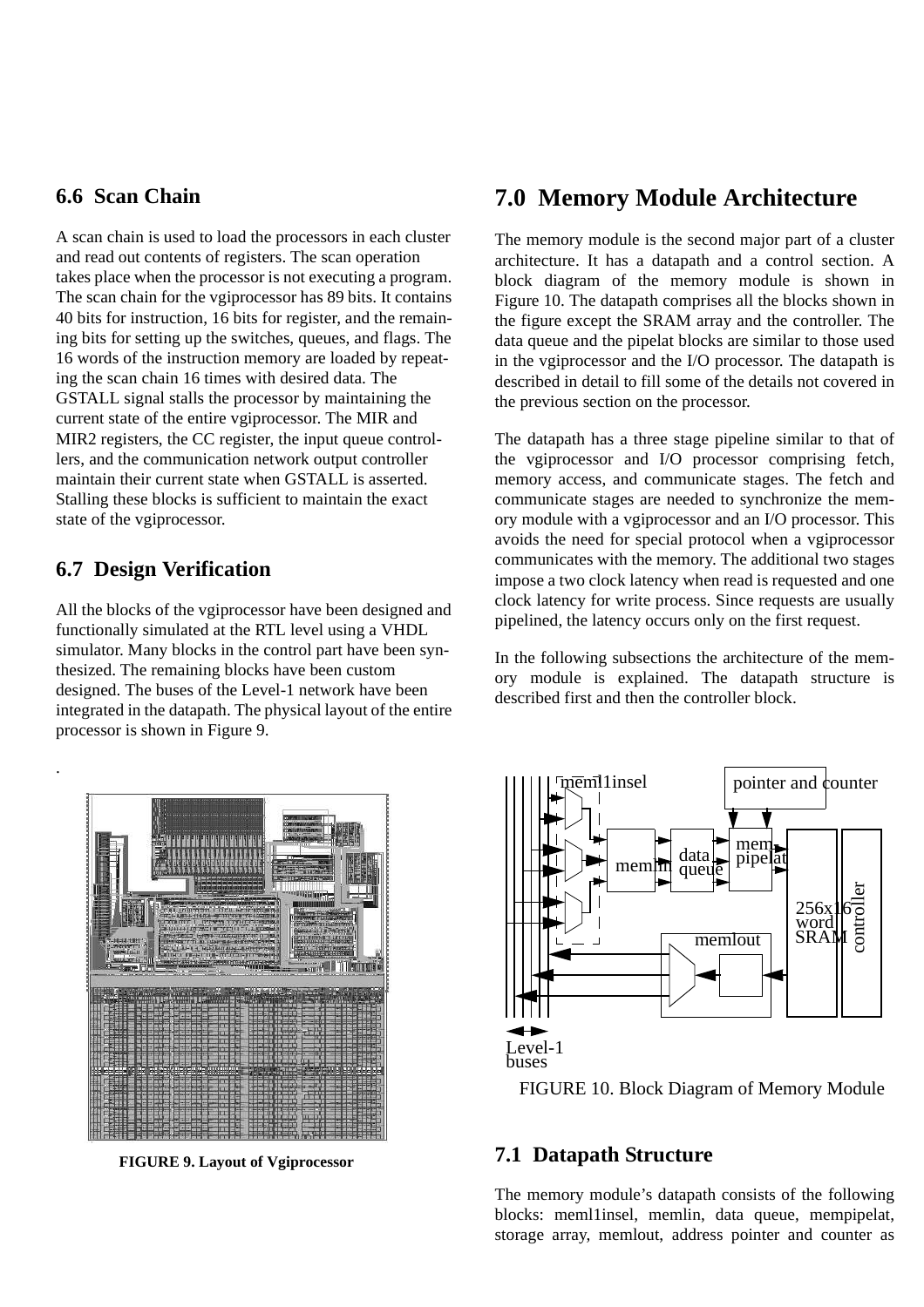## 6.6 Scan Chain

A scan chain is used to load the processors in each cluster and read out contents of registers. The scan operation takes place when the processor is not executing a program. The scan chain for the vgiprocessor has 89 bits. It contains 40 bits for instruction, 16 bits for register, and the remaining bits for setting up the switches, queues, and flags. The 16 words of the instruction memory are loaded by repeating the scan chain 16 times with desired data. The GSTALL signal stalls the processor by maintaining the current state of the entire vgiprocessor. The MIR and MIR2 registers, the CC register, the input queue controllers, and the communication network output controller maintain their current state when GSTALL is asserted. Stalling these blocks is sufficient to maintain the exact state of the vgiprocessor.

## 6.7 Design Verification

All the blocks of the vgiprocessor have been designed and functionally simulated at the RTL level using a VHDL simulator. Many blocks in the control part have been synthesized. The remaining blocks have been custom designed. The buses of the Level-1 network have been integrated in the datapath. The physical layout of the entire processor is shown in Figure 9.

.

**FIGURE 9. Layout of Vgiprocessor**

# 7.0 Memory Module Architecture

The memory module is the second major part of a cluster architecture. It has a datapath and a control section. A block diagram of the memory module is shown in Figure 10. The datapath comprises all the blocks shown in the figure except the SRAM array and the controller. The data queue and the pipelat blocks are similar to those used in the vgiprocessor and the I/O processor. The datapath is described in detail to fill some of the details not covered in the previous section on the processor.

The datapath has a three stage pipeline similar to that of the vgiprocessor and I/O processor comprising fetch, memory access, and communicate stages. The fetch and communicate stages are needed to synchronize the memory module with a vgiprocessor and an I/O processor. This avoids the need for special protocol when a vgiprocessor communicates with the memory. The additional two stages impose a two clock latency when read is requested and one clock latency for write process. Since requests are usually pipelined, the latency occurs only on the first request.

In the following subsections the architecture of the memory module is explained. The datapath structure is described first and then the controller block.

meml1insel
pointer and counter
memlin
data queue
mem pipelat
256x16 word SRAM
controller
memlout
Level-1 buses

FIGURE 10. Block Diagram of Memory Module

## 7.1 Datapath Structure

The memory module's datapath consists of the following blocks: meml1insel, memlin, data queue, mempipelat, storage array, memlout, address pointer and counter as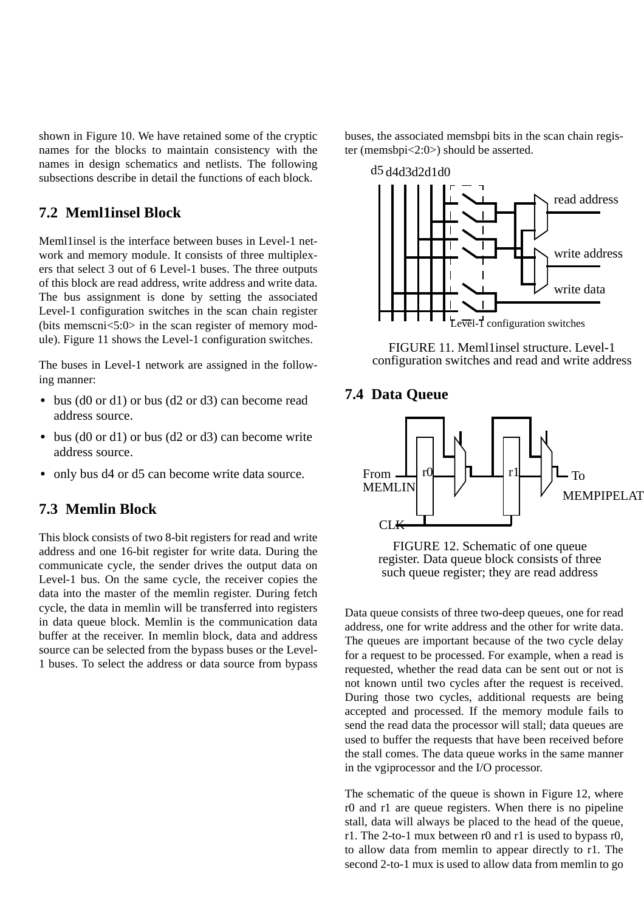shown in Figure 10. We have retained some of the cryptic names for the blocks to maintain consistency with the names in design schematics and netlists. The following subsections describe in detail the functions of each block.

## 7.2 Meml1insel Block

Meml1insel is the interface between buses in Level-1 network and memory module. It consists of three multiplexers that select 3 out of 6 Level-1 buses. The three outputs of this block are read address, write address and write data. The bus assignment is done by setting the associated Level-1 configuration switches in the scan chain register (bits memscni<5:0> in the scan register of memory module). Figure 11 shows the Level-1 configuration switches.

The buses in Level-1 network are assigned in the following manner:

- bus (d0 or d1) or bus (d2 or d3) can become read address source.
- bus (d0 or d1) or bus (d2 or d3) can become write address source.
- only bus d4 or d5 can become write data source.

## 7.3 Memlin Block

This block consists of two 8-bit registers for read and write address and one 16-bit register for write data. During the communicate cycle, the sender drives the output data on Level-1 bus. On the same cycle, the receiver copies the data into the master of the memlin register. During fetch cycle, the data in memlin will be transferred into registers in data queue block. Memlin is the communication data buffer at the receiver. In memlin block, data and address source can be selected from the bypass buses or the Level-1 buses. To select the address or data source from bypass buses, the associated memsbpi bits in the scan chain register (memsbpi<2:0>) should be asserted.

d5 d4d3d2d1d0

read address

write address

write data

Level-1 configuration switches

FIGURE 11. Meml1insel structure. Level-1 configuration switches and read and write address

## 7.4 Data Queue

From MEMLIN

r0

r1

To MEMPIPELAT

CLK

FIGURE 12. Schematic of one queue register. Data queue block consists of three such queue register; they are read address

Data queue consists of three two-deep queues, one for read address, one for write address and the other for write data. The queues are important because of the two cycle delay for a request to be processed. For example, when a read is requested, whether the read data can be sent out or not is not known until two cycles after the request is received. During those two cycles, additional requests are being accepted and processed. If the memory module fails to send the read data the processor will stall; data queues are used to buffer the requests that have been received before the stall comes. The data queue works in the same manner in the vgiprocessor and the I/O processor.

The schematic of the queue is shown in Figure 12, where r0 and r1 are queue registers. When there is no pipeline stall, data will always be placed to the head of the queue, r1. The 2-to-1 mux between r0 and r1 is used to bypass r0, to allow data from memlin to appear directly to r1. The second 2-to-1 mux is used to allow data from memlin to go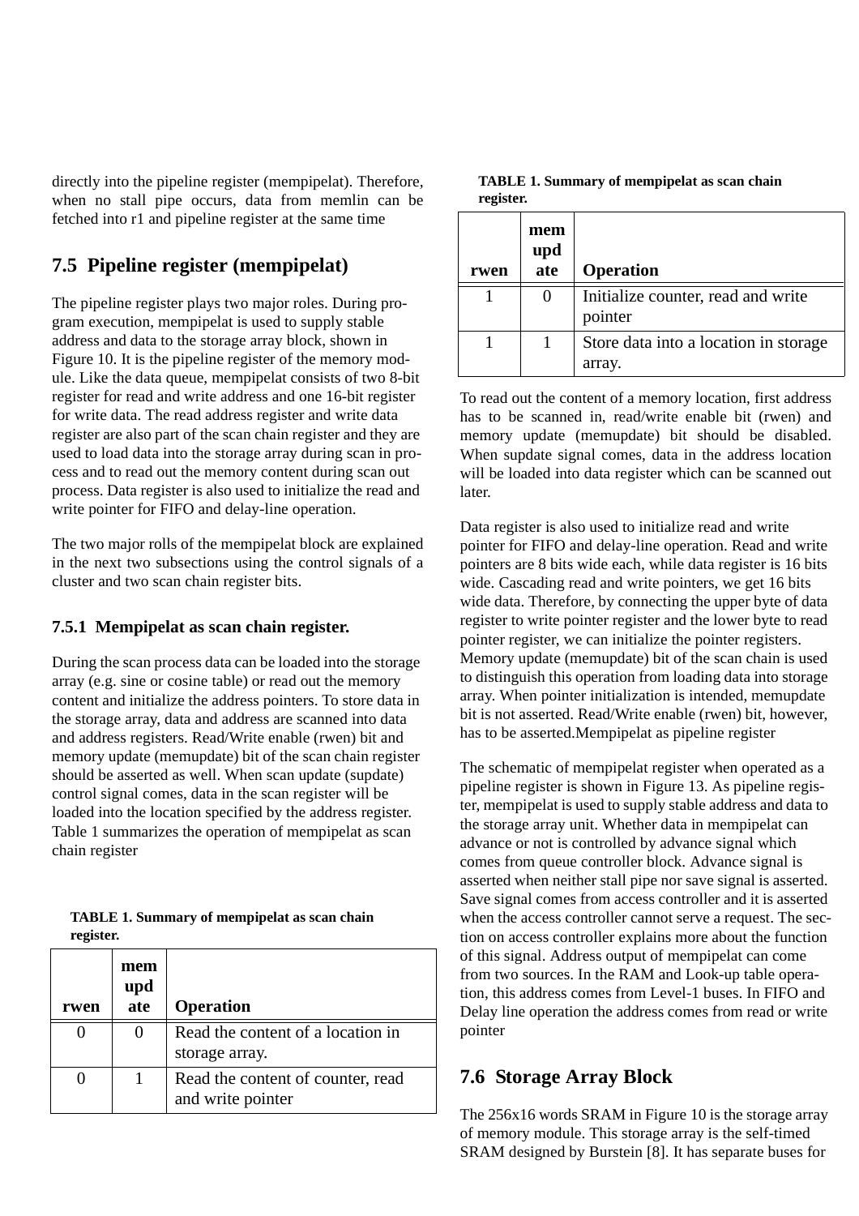directly into the pipeline register (mempipelat). Therefore, when no stall pipe occurs, data from memlin can be fetched into r1 and pipeline register at the same time

## 7.5 Pipeline register (mempipelat)

The pipeline register plays two major roles. During program execution, mempipelat is used to supply stable address and data to the storage array block, shown in Figure 10. It is the pipeline register of the memory module. Like the data queue, mempipelat consists of two 8-bit register for read and write address and one 16-bit register for write data. The read address register and write data register are also part of the scan chain register and they are used to load data into the storage array during scan in process and to read out the memory content during scan out process. Data register is also used to initialize the read and write pointer for FIFO and delay-line operation.

The two major rolls of the mempipelat block are explained in the next two subsections using the control signals of a cluster and two scan chain register bits.

### 7.5.1 Mempipelat as scan chain register.

During the scan process data can be loaded into the storage array (e.g. sine or cosine table) or read out the memory content and initialize the address pointers. To store data in the storage array, data and address are scanned into data and address registers. Read/Write enable (rwen) bit and memory update (memupdate) bit of the scan chain register should be asserted as well. When scan update (supdate) control signal comes, data in the scan register will be loaded into the location specified by the address register. Table 1 summarizes the operation of mempipelat as scan chain register

**TABLE 1. Summary of mempipelat as scan chain register.**

| rwen | memupdate | Operation |
|---|---|---|
| 0 | 0 | Read the content of a location in storage array. |
| 0 | 1 | Read the content of counter, read and write pointer |
| 1 | 0 | Initialize counter, read and write pointer |
| 1 | 1 | Store data into a location in storage array. |

To read out the content of a memory location, first address has to be scanned in, read/write enable bit (rwen) and memory update (memupdate) bit should be disabled. When supdate signal comes, data in the address location will be loaded into data register which can be scanned out later.

Data register is also used to initialize read and write pointer for FIFO and delay-line operation. Read and write pointers are 8 bits wide each, while data register is 16 bits wide. Cascading read and write pointers, we get 16 bits wide data. Therefore, by connecting the upper byte of data register to write pointer register and the lower byte to read pointer register, we can initialize the pointer registers. Memory update (memupdate) bit of the scan chain is used to distinguish this operation from loading data into storage array. When pointer initialization is intended, memupdate bit is not asserted. Read/Write enable (rwen) bit, however, has to be asserted.Mempipelat as pipeline register

The schematic of mempipelat register when operated as a pipeline register is shown in Figure 13. As pipeline register, mempipelat is used to supply stable address and data to the storage array unit. Whether data in mempipelat can advance or not is controlled by advance signal which comes from queue controller block. Advance signal is asserted when neither stall pipe nor save signal is asserted. Save signal comes from access controller and it is asserted when the access controller cannot serve a request. The section on access controller explains more about the function of this signal. Address output of mempipelat can come from two sources. In the RAM and Look-up table operation, this address comes from Level-1 buses. In FIFO and Delay line operation the address comes from read or write pointer

## 7.6 Storage Array Block

The 256x16 words SRAM in Figure 10 is the storage array of memory module. This storage array is the self-timed SRAM designed by Burstein [8]. It has separate buses for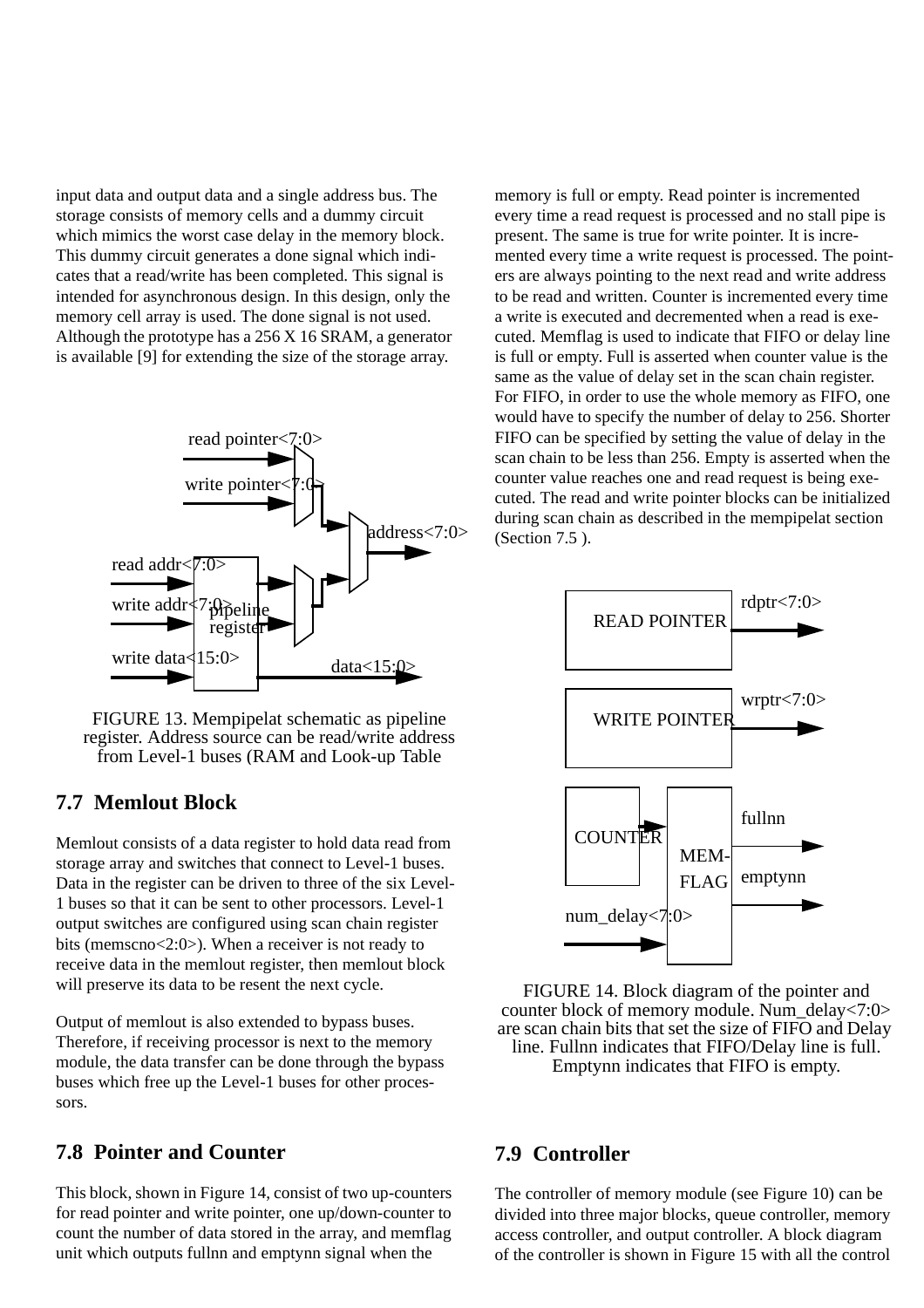input data and output data and a single address bus. The storage consists of memory cells and a dummy circuit which mimics the worst case delay in the memory block. This dummy circuit generates a done signal which indicates that a read/write has been completed. This signal is intended for asynchronous design. In this design, only the memory cell array is used. The done signal is not used. Although the prototype has a 256 X 16 SRAM, a generator is available [9] for extending the size of the storage array.

read pointer<7:0>
write pointer<7:0>
address<7:0>
read addr<7:0>
write addr<7:0>
pipeline register
write data<15:0>
data<15:0>

FIGURE 13. Mempipelat schematic as pipeline register. Address source can be read/write address from Level-1 buses (RAM and Look-up Table

## 7.7 Memlout Block

Memlout consists of a data register to hold data read from storage array and switches that connect to Level-1 buses. Data in the register can be driven to three of the six Level-1 buses so that it can be sent to other processors. Level-1 output switches are configured using scan chain register bits (memscno<2:0>). When a receiver is not ready to receive data in the memlout register, then memlout block will preserve its data to be resent the next cycle.

Output of memlout is also extended to bypass buses. Therefore, if receiving processor is next to the memory module, the data transfer can be done through the bypass buses which free up the Level-1 buses for other processors.

## 7.8 Pointer and Counter

This block, shown in Figure 14, consist of two up-counters for read pointer and write pointer, one up/down-counter to count the number of data stored in the array, and memflag unit which outputs fullnn and emptynn signal when the memory is full or empty. Read pointer is incremented every time a read request is processed and no stall pipe is present. The same is true for write pointer. It is incremented every time a write request is processed. The pointers are always pointing to the next read and write address to be read and written. Counter is incremented every time a write is executed and decremented when a read is executed. Memflag is used to indicate that FIFO or delay line is full or empty. Full is asserted when counter value is the same as the value of delay set in the scan chain register. For FIFO, in order to use the whole memory as FIFO, one would have to specify the number of delay to 256. Shorter FIFO can be specified by setting the value of delay in the scan chain to be less than 256. Empty is asserted when the counter value reaches one and read request is being executed. The read and write pointer blocks can be initialized during scan chain as described in the mempipelat section (Section 7.5 ).

READ POINTER
rdptr<7:0>
WRITE POINTER
wrptr<7:0>
COUNTER
MEM-FLAG
fullnn
emptynn
num_delay<7:0>

FIGURE 14. Block diagram of the pointer and counter block of memory module. Num_delay<7:0> are scan chain bits that set the size of FIFO and Delay line. Fullnn indicates that FIFO/Delay line is full. Emptynn indicates that FIFO is empty.

## 7.9 Controller

The controller of memory module (see Figure 10) can be divided into three major blocks, queue controller, memory access controller, and output controller. A block diagram of the controller is shown in Figure 15 with all the control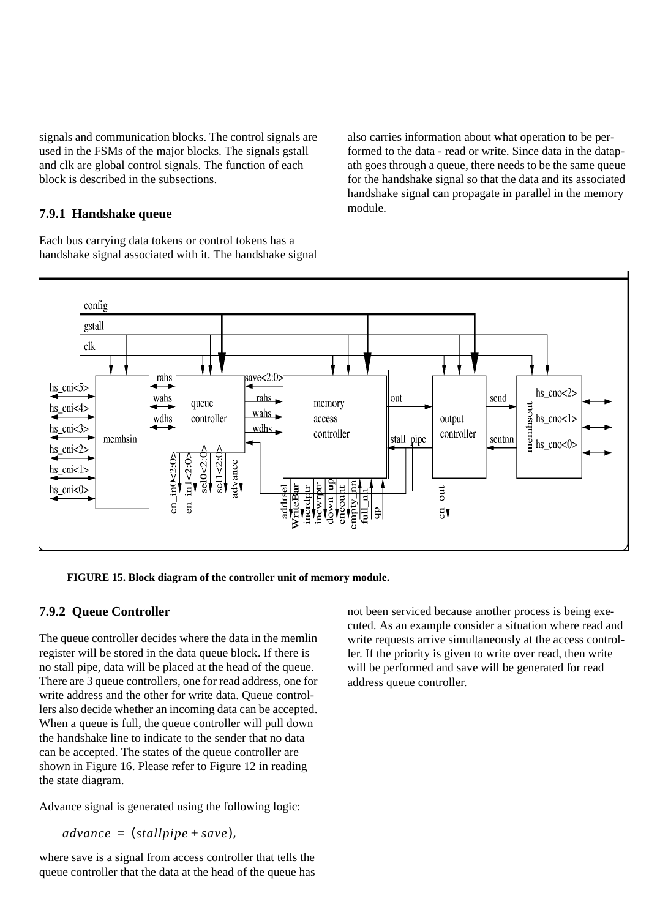signals and communication blocks. The control signals are used in the FSMs of the major blocks. The signals gstall and clk are global control signals. The function of each block is described in the subsections.

### 7.9.1 Handshake queue

Each bus carrying data tokens or control tokens has a handshake signal associated with it. The handshake signal also carries information about what operation to be performed to the data - read or write. Since data in the datapath goes through a queue, there needs to be the same queue for the handshake signal so that the data and its associated handshake signal can propagate in parallel in the memory module.

config
gstall
clk
hs_cni<5>
hs_cni<4>
hs_cni<3>
hs_cni<2>
hs_cni<1>
hs_cni<0>
memhsin
rahs
wahs
wdhs
queue controller
en_in0<2:0>
en_in1<2:0>
sel0<2:0>
sel1<2:0>
advance
save<2:0>
rahs
wahs
wdhs
memory access controller
addrsel
WriteBar
incrdptr
incwrptr
down_up
encount
empty_nn
full_nn
qp
out
stall_pipe
output controller
en_out
send
sentnn
memhsout
hs_cno<2>
hs_cno<1>
hs_cno<0>

**FIGURE 15. Block diagram of the controller unit of memory module.**

### 7.9.2 Queue Controller

The queue controller decides where the data in the memlin register will be stored in the data queue block. If there is no stall pipe, data will be placed at the head of the queue. There are 3 queue controllers, one for read address, one for write address and the other for write data. Queue controllers also decide whether an incoming data can be accepted. When a queue is full, the queue controller will pull down the handshake line to indicate to the sender that no data can be accepted. The states of the queue controller are shown in Figure 16. Please refer to Figure 12 in reading the state diagram.

Advance signal is generated using the following logic:

$$advance = \overline{(stallpipe + save)},$$

where save is a signal from access controller that tells the queue controller that the data at the head of the queue has not been serviced because another process is being executed. As an example consider a situation where read and write requests arrive simultaneously at the access controller. If the priority is given to write over read, then write will be performed and save will be generated for read address queue controller.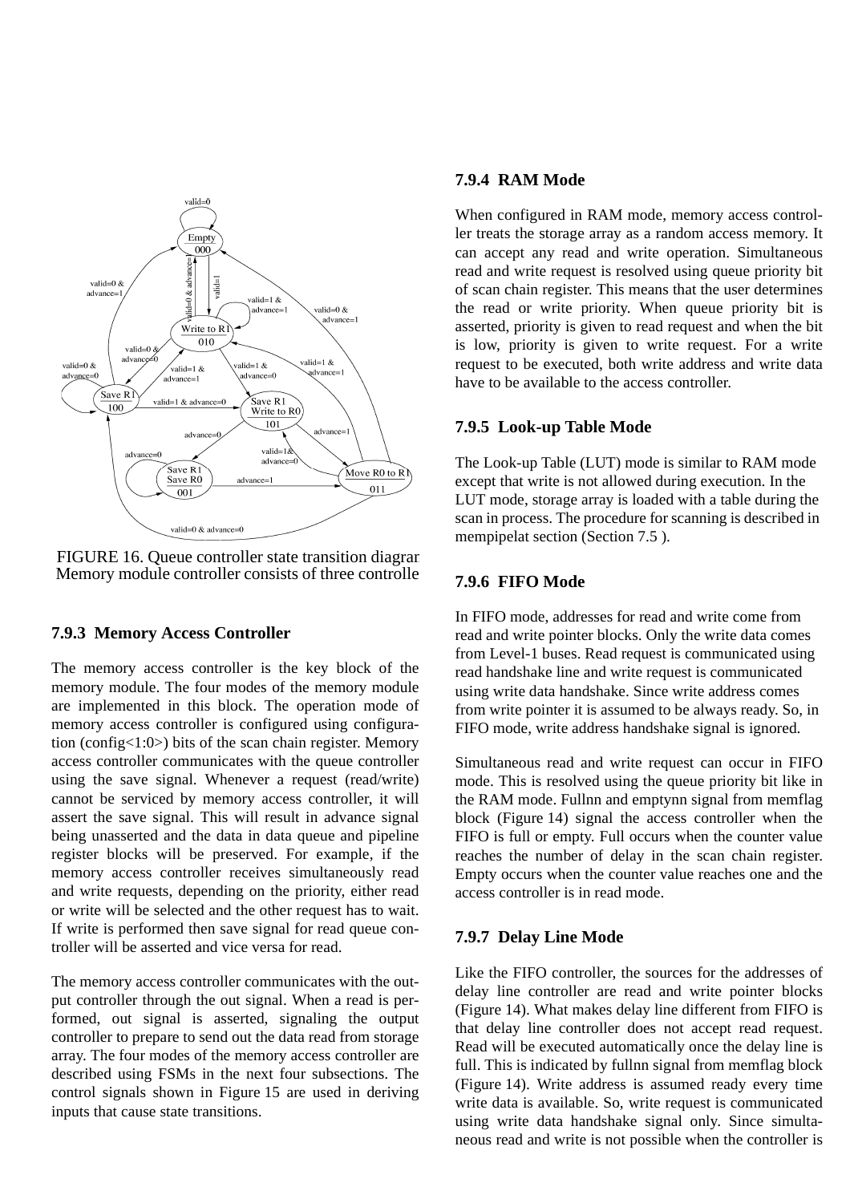valid=0

Empty
000

valid=0 & advance=1

valid=1

valid=0 & advance=1

valid=1 & advance=1

valid=0 & advance=1

Write to R1
010

valid=0 & advance=0

valid=0 & advance=0

valid=1 & advance=1

valid=1 & advance=0

valid=1 & advance=1

Save R1
100

valid=1 & advance=0

Save R1
Write to R0
101

advance=0

advance=1

advance=0

valid=1& advance=0

Save R1
Save R0
001

advance=1

Move R0 to R1
011

valid=0 & advance=0

FIGURE 16. Queue controller state transition diagram
Memory module controller consists of three controlle

### 7.9.3 Memory Access Controller

The memory access controller is the key block of the memory module. The four modes of the memory module are implemented in this block. The operation mode of memory access controller is configured using configuration (config<1:0>) bits of the scan chain register. Memory access controller communicates with the queue controller using the save signal. Whenever a request (read/write) cannot be serviced by memory access controller, it will assert the save signal. This will result in advance signal being unasserted and the data in data queue and pipeline register blocks will be preserved. For example, if the memory access controller receives simultaneously read and write requests, depending on the priority, either read or write will be selected and the other request has to wait. If write is performed then save signal for read queue controller will be asserted and vice versa for read.

The memory access controller communicates with the output controller through the out signal. When a read is performed, out signal is asserted, signaling the output controller to prepare to send out the data read from storage array. The four modes of the memory access controller are described using FSMs in the next four subsections. The control signals shown in Figure 15 are used in deriving inputs that cause state transitions.

### 7.9.4 RAM Mode

When configured in RAM mode, memory access controller treats the storage array as a random access memory. It can accept any read and write operation. Simultaneous read and write request is resolved using queue priority bit of scan chain register. This means that the user determines the read or write priority. When queue priority bit is asserted, priority is given to read request and when the bit is low, priority is given to write request. For a write request to be executed, both write address and write data have to be available to the access controller.

### 7.9.5 Look-up Table Mode

The Look-up Table (LUT) mode is similar to RAM mode except that write is not allowed during execution. In the LUT mode, storage array is loaded with a table during the scan in process. The procedure for scanning is described in mempipelat section (Section 7.5 ).

### 7.9.6 FIFO Mode

In FIFO mode, addresses for read and write come from read and write pointer blocks. Only the write data comes from Level-1 buses. Read request is communicated using read handshake line and write request is communicated using write data handshake. Since write address comes from write pointer it is assumed to be always ready. So, in FIFO mode, write address handshake signal is ignored.

Simultaneous read and write request can occur in FIFO mode. This is resolved using the queue priority bit like in the RAM mode. Fullnn and emptynn signal from memflag block (Figure 14) signal the access controller when the FIFO is full or empty. Full occurs when the counter value reaches the number of delay in the scan chain register. Empty occurs when the counter value reaches one and the access controller is in read mode.

### 7.9.7 Delay Line Mode

Like the FIFO controller, the sources for the addresses of delay line controller are read and write pointer blocks (Figure 14). What makes delay line different from FIFO is that delay line controller does not accept read request. Read will be executed automatically once the delay line is full. This is indicated by fullnn signal from memflag block (Figure 14). Write address is assumed ready every time write data is available. So, write request is communicated using write data handshake signal only. Since simultaneous read and write is not possible when the controller is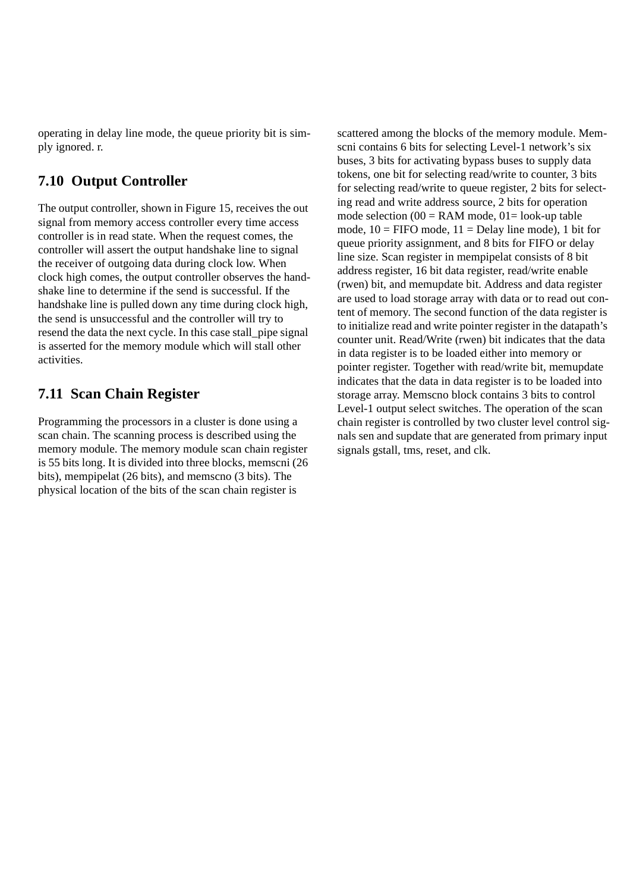operating in delay line mode, the queue priority bit is simply ignored. r.

## 7.10 Output Controller

The output controller, shown in Figure 15, receives the out signal from memory access controller every time access controller is in read state. When the request comes, the controller will assert the output handshake line to signal the receiver of outgoing data during clock low. When clock high comes, the output controller observes the handshake line to determine if the send is successful. If the handshake line is pulled down any time during clock high, the send is unsuccessful and the controller will try to resend the data the next cycle. In this case stall_pipe signal is asserted for the memory module which will stall other activities.

## 7.11 Scan Chain Register

Programming the processors in a cluster is done using a scan chain. The scanning process is described using the memory module. The memory module scan chain register is 55 bits long. It is divided into three blocks, memscni (26 bits), mempipelat (26 bits), and memscno (3 bits). The physical location of the bits of the scan chain register is scattered among the blocks of the memory module. Memscni contains 6 bits for selecting Level-1 network's six buses, 3 bits for activating bypass buses to supply data tokens, one bit for selecting read/write to counter, 3 bits for selecting read/write to queue register, 2 bits for selecting read and write address source, 2 bits for operation mode selection (00 = RAM mode, 01= look-up table mode, 10 = FIFO mode, 11 = Delay line mode), 1 bit for queue priority assignment, and 8 bits for FIFO or delay line size. Scan register in mempipelat consists of 8 bit address register, 16 bit data register, read/write enable (rwen) bit, and memupdate bit. Address and data register are used to load storage array with data or to read out content of memory. The second function of the data register is to initialize read and write pointer register in the datapath's counter unit. Read/Write (rwen) bit indicates that the data in data register is to be loaded either into memory or pointer register. Together with read/write bit, memupdate indicates that the data in data register is to be loaded into storage array. Memscno block contains 3 bits to control Level-1 output select switches. The operation of the scan chain register is controlled by two cluster level control signals sen and supdate that are generated from primary input signals gstall, tms, reset, and clk.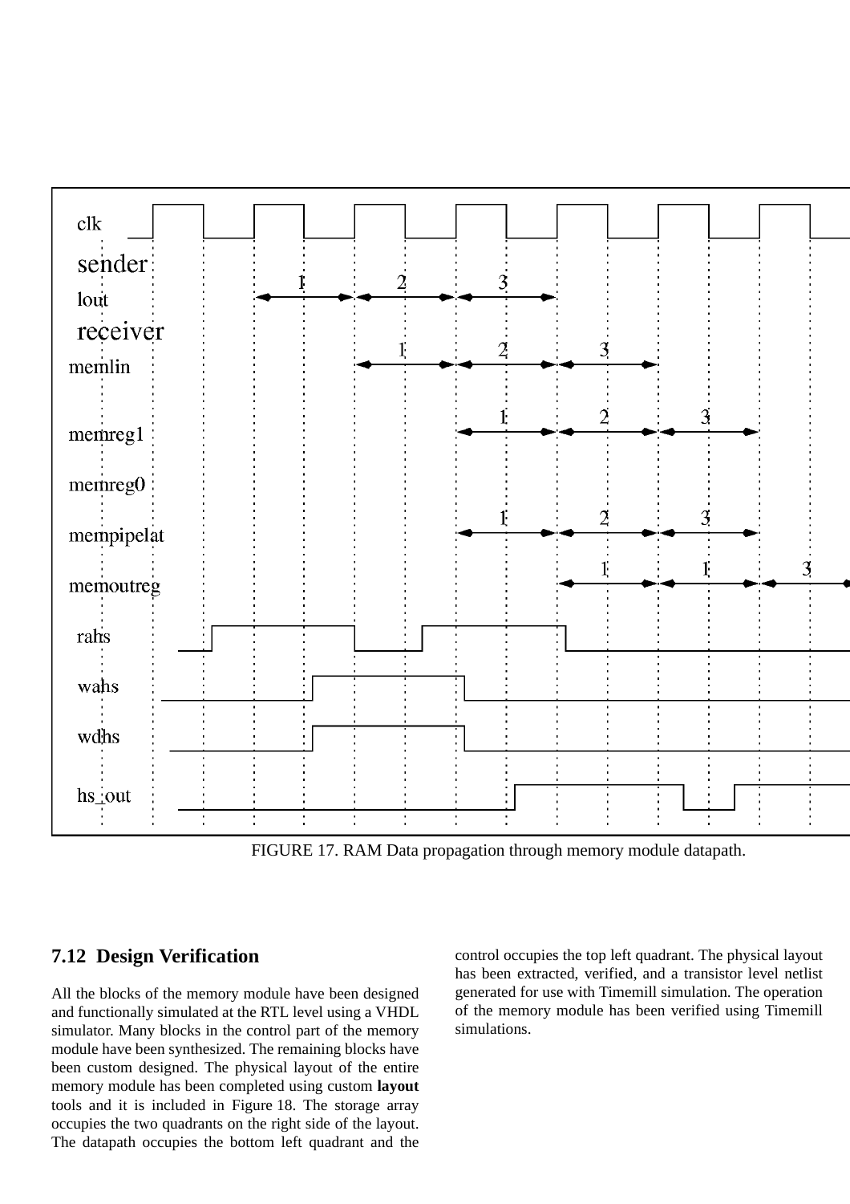clk
sender
lout
1
2
3
receiver
memlin
1
2
3
memreg1
1
2
3
memreg0
mempipelat
1
2
3
memoutreg
1
1
3
rahs
wahs
wdhs
hs_out

FIGURE 17. RAM Data propagation through memory module datapath.

## 7.12 Design Verification

All the blocks of the memory module have been designed and functionally simulated at the RTL level using a VHDL simulator. Many blocks in the control part of the memory module have been synthesized. The remaining blocks have been custom designed. The physical layout of the entire memory module has been completed using custom **layout** tools and it is included in Figure 18. The storage array occupies the two quadrants on the right side of the layout. The datapath occupies the bottom left quadrant and the control occupies the top left quadrant. The physical layout has been extracted, verified, and a transistor level netlist generated for use with Timemill simulation. The operation of the memory module has been verified using Timemill simulations.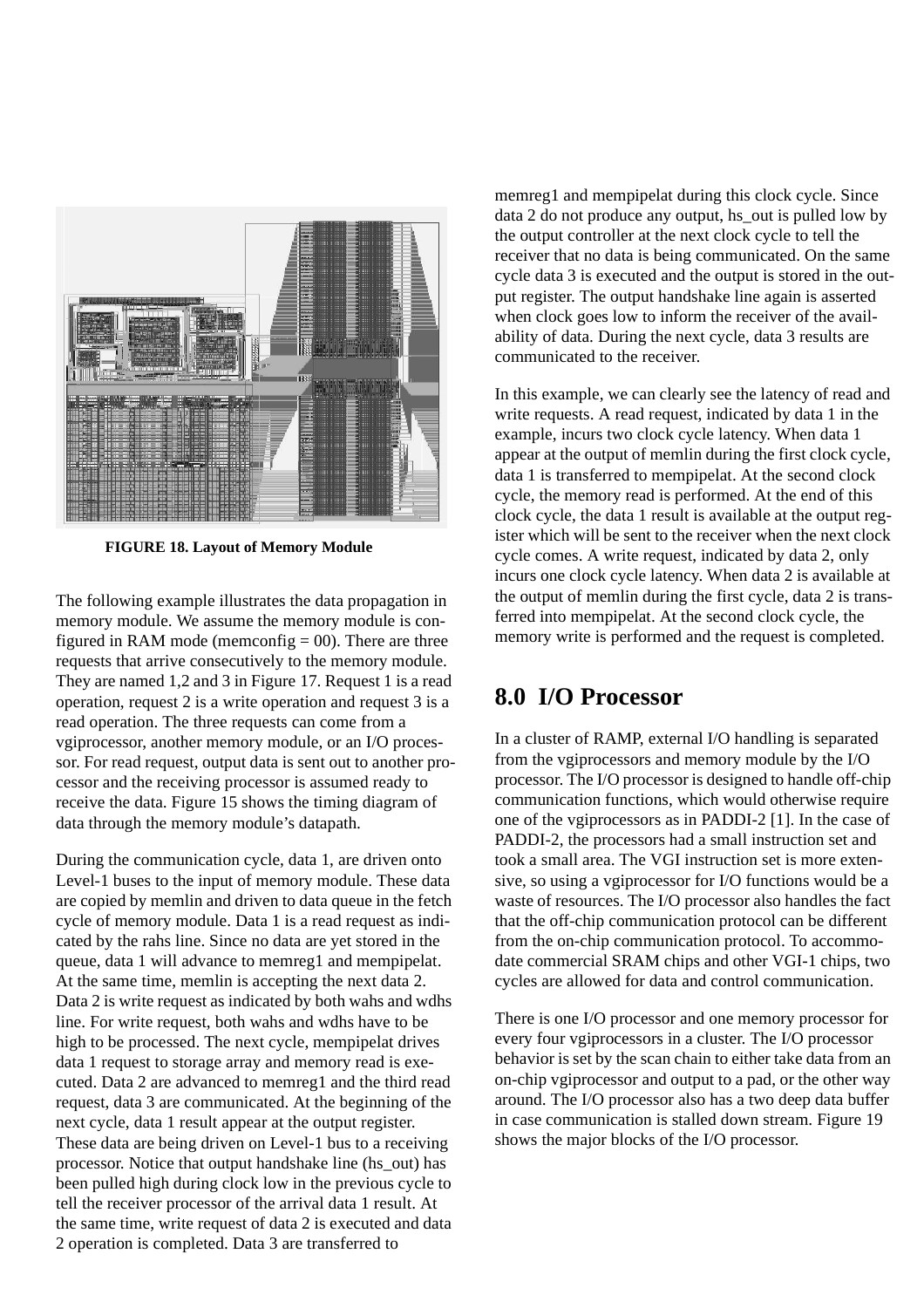FIGURE 18. Layout of Memory Module

The following example illustrates the data propagation in memory module. We assume the memory module is configured in RAM mode (memconfig = 00). There are three requests that arrive consecutively to the memory module. They are named 1,2 and 3 in Figure 17. Request 1 is a read operation, request 2 is a write operation and request 3 is a read operation. The three requests can come from a vgiprocessor, another memory module, or an I/O processor. For read request, output data is sent out to another processor and the receiving processor is assumed ready to receive the data. Figure 15 shows the timing diagram of data through the memory module's datapath.

During the communication cycle, data 1, are driven onto Level-1 buses to the input of memory module. These data are copied by memlin and driven to data queue in the fetch cycle of memory module. Data 1 is a read request as indicated by the rahs line. Since no data are yet stored in the queue, data 1 will advance to memreg1 and mempipelat. At the same time, memlin is accepting the next data 2. Data 2 is write request as indicated by both wahs and wdhs line. For write request, both wahs and wdhs have to be high to be processed. The next cycle, mempipelat drives data 1 request to storage array and memory read is executed. Data 2 are advanced to memreg1 and the third read request, data 3 are communicated. At the beginning of the next cycle, data 1 result appear at the output register. These data are being driven on Level-1 bus to a receiving processor. Notice that output handshake line (hs_out) has been pulled high during clock low in the previous cycle to tell the receiver processor of the arrival data 1 result. At the same time, write request of data 2 is executed and data 2 operation is completed. Data 3 are transferred to memreg1 and mempipelat during this clock cycle. Since data 2 do not produce any output, hs_out is pulled low by the output controller at the next clock cycle to tell the receiver that no data is being communicated. On the same cycle data 3 is executed and the output is stored in the output register. The output handshake line again is asserted when clock goes low to inform the receiver of the availability of data. During the next cycle, data 3 results are communicated to the receiver.

In this example, we can clearly see the latency of read and write requests. A read request, indicated by data 1 in the example, incurs two clock cycle latency. When data 1 appear at the output of memlin during the first clock cycle, data 1 is transferred to mempipelat. At the second clock cycle, the memory read is performed. At the end of this clock cycle, the data 1 result is available at the output register which will be sent to the receiver when the next clock cycle comes. A write request, indicated by data 2, only incurs one clock cycle latency. When data 2 is available at the output of memlin during the first cycle, data 2 is transferred into mempipelat. At the second clock cycle, the memory write is performed and the request is completed.

## 8.0 I/O Processor

In a cluster of RAMP, external I/O handling is separated from the vgiprocessors and memory module by the I/O processor. The I/O processor is designed to handle off-chip communication functions, which would otherwise require one of the vgiprocessors as in PADDI-2 [1]. In the case of PADDI-2, the processors had a small instruction set and took a small area. The VGI instruction set is more extensive, so using a vgiprocessor for I/O functions would be a waste of resources. The I/O processor also handles the fact that the off-chip communication protocol can be different from the on-chip communication protocol. To accommodate commercial SRAM chips and other VGI-1 chips, two cycles are allowed for data and control communication.

There is one I/O processor and one memory processor for every four vgiprocessors in a cluster. The I/O processor behavior is set by the scan chain to either take data from an on-chip vgiprocessor and output to a pad, or the other way around. The I/O processor also has a two deep data buffer in case communication is stalled down stream. Figure 19 shows the major blocks of the I/O processor.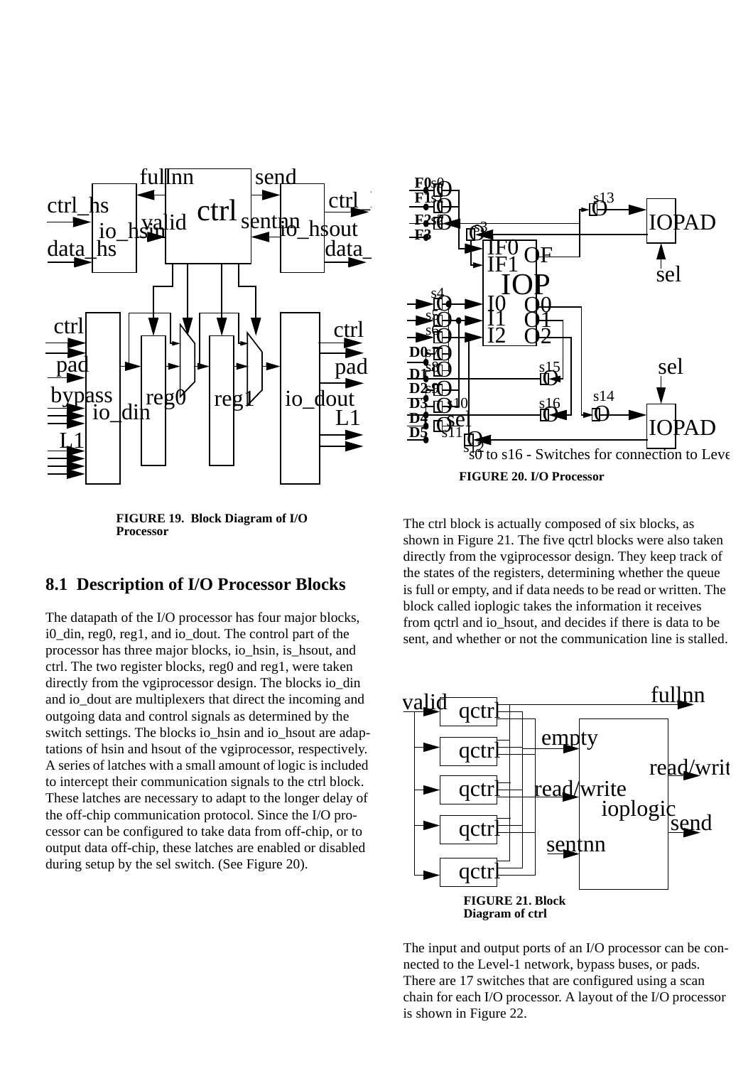fullnn send

ctrl_hs

ctrl

ctrl_

valid sentnn

io_hsin io_hsout

data_hs data_

ctrl ctrl

pad pad

bypass reg0 reg1 io_dout

io_din L1

L1

**FIGURE 19. Block Diagram of I/O Processor**

F0 s0

F1 s1

F2 s2

F3

s3

s13

IOPAD

IF0 OF

IF1

sel

IOP

s4

I0 O0

s5

I1 O1

s6

I2 O2

D0 s7

s8 sel

D1

s15

D2 s9

D3 s10

s16 s14

D4 sel

D5 s11

IOPAD

s12

s0 to s16 - Switches for connection to Leve

**FIGURE 20. I/O Processor**

## 8.1 Description of I/O Processor Blocks

The datapath of the I/O processor has four major blocks, i0_din, reg0, reg1, and io_dout. The control part of the processor has three major blocks, io_hsin, is_hsout, and ctrl. The two register blocks, reg0 and reg1, were taken directly from the vgiprocessor design. The blocks io_din and io_dout are multiplexers that direct the incoming and outgoing data and control signals as determined by the switch settings. The blocks io_hsin and io_hsout are adaptations of hsin and hsout of the vgiprocessor, respectively. A series of latches with a small amount of logic is included to intercept their communication signals to the ctrl block. These latches are necessary to adapt to the longer delay of the off-chip communication protocol. Since the I/O processor can be configured to take data from off-chip, or to output data off-chip, these latches are enabled or disabled during setup by the sel switch. (See Figure 20).

The ctrl block is actually composed of six blocks, as shown in Figure 21. The five qctrl blocks were also taken directly from the vgiprocessor design. They keep track of the states of the registers, determining whether the queue is full or empty, and if data needs to be read or written. The block called ioplogic takes the information it receives from qctrl and io_hsout, and decides if there is data to be sent, and whether or not the communication line is stalled.

valid fullnn

qctrl

empty

qctrl

read/writ

qctrl read/write

ioplogic

send

qctrl

sentnn

qctrl

**FIGURE 21. Block Diagram of ctrl**

The input and output ports of an I/O processor can be connected to the Level-1 network, bypass buses, or pads. There are 17 switches that are configured using a scan chain for each I/O processor. A layout of the I/O processor is shown in Figure 22.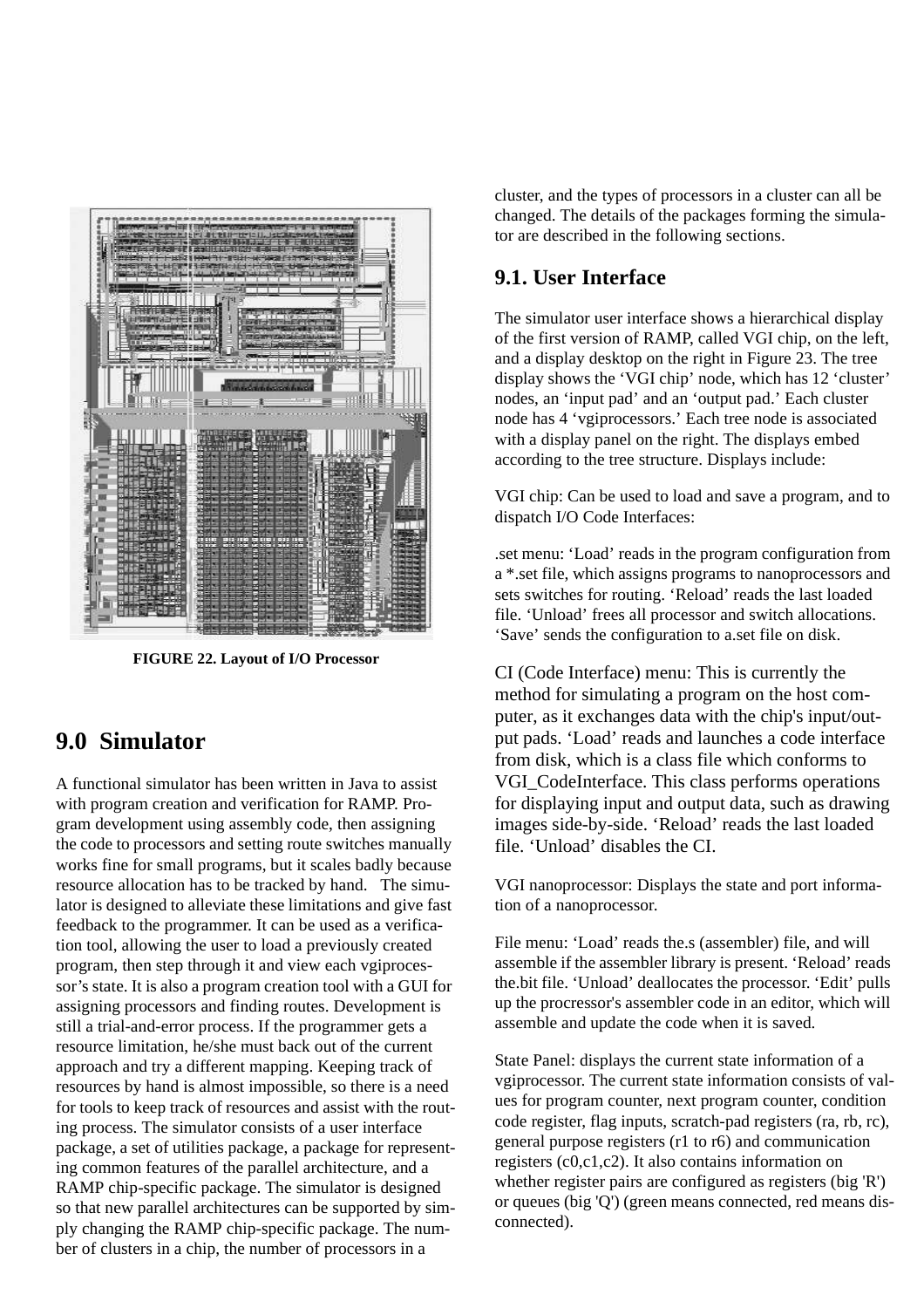FIGURE 22. Layout of I/O Processor

# 9.0 Simulator

A functional simulator has been written in Java to assist with program creation and verification for RAMP. Program development using assembly code, then assigning the code to processors and setting route switches manually works fine for small programs, but it scales badly because resource allocation has to be tracked by hand. The simulator is designed to alleviate these limitations and give fast feedback to the programmer. It can be used as a verification tool, allowing the user to load a previously created program, then step through it and view each vgiprocessor's state. It is also a program creation tool with a GUI for assigning processors and finding routes. Development is still a trial-and-error process. If the programmer gets a resource limitation, he/she must back out of the current approach and try a different mapping. Keeping track of resources by hand is almost impossible, so there is a need for tools to keep track of resources and assist with the routing process. The simulator consists of a user interface package, a set of utilities package, a package for representing common features of the parallel architecture, and a RAMP chip-specific package. The simulator is designed so that new parallel architectures can be supported by simply changing the RAMP chip-specific package. The number of clusters in a chip, the number of processors in a cluster, and the types of processors in a cluster can all be changed. The details of the packages forming the simulator are described in the following sections.

## 9.1. User Interface

The simulator user interface shows a hierarchical display of the first version of RAMP, called VGI chip, on the left, and a display desktop on the right in Figure 23. The tree display shows the 'VGI chip' node, which has 12 'cluster' nodes, an 'input pad' and an 'output pad.' Each cluster node has 4 'vgiprocessors.' Each tree node is associated with a display panel on the right. The displays embed according to the tree structure. Displays include:

VGI chip: Can be used to load and save a program, and to dispatch I/O Code Interfaces:

.set menu: 'Load' reads in the program configuration from a *.set file, which assigns programs to nanoprocessors and sets switches for routing. 'Reload' reads the last loaded file. 'Unload' frees all processor and switch allocations. 'Save' sends the configuration to a.set file on disk.

CI (Code Interface) menu: This is currently the method for simulating a program on the host computer, as it exchanges data with the chip's input/output pads. 'Load' reads and launches a code interface from disk, which is a class file which conforms to VGI_CodeInterface. This class performs operations for displaying input and output data, such as drawing images side-by-side. 'Reload' reads the last loaded file. 'Unload' disables the CI.

VGI nanoprocessor: Displays the state and port information of a nanoprocessor.

File menu: 'Load' reads the.s (assembler) file, and will assemble if the assembler library is present. 'Reload' reads the.bit file. 'Unload' deallocates the processor. 'Edit' pulls up the procressor's assembler code in an editor, which will assemble and update the code when it is saved.

State Panel: displays the current state information of a vgiprocessor. The current state information consists of values for program counter, next program counter, condition code register, flag inputs, scratch-pad registers (ra, rb, rc), general purpose registers (r1 to r6) and communication registers (c0,c1,c2). It also contains information on whether register pairs are configured as registers (big 'R') or queues (big 'Q') (green means connected, red means disconnected).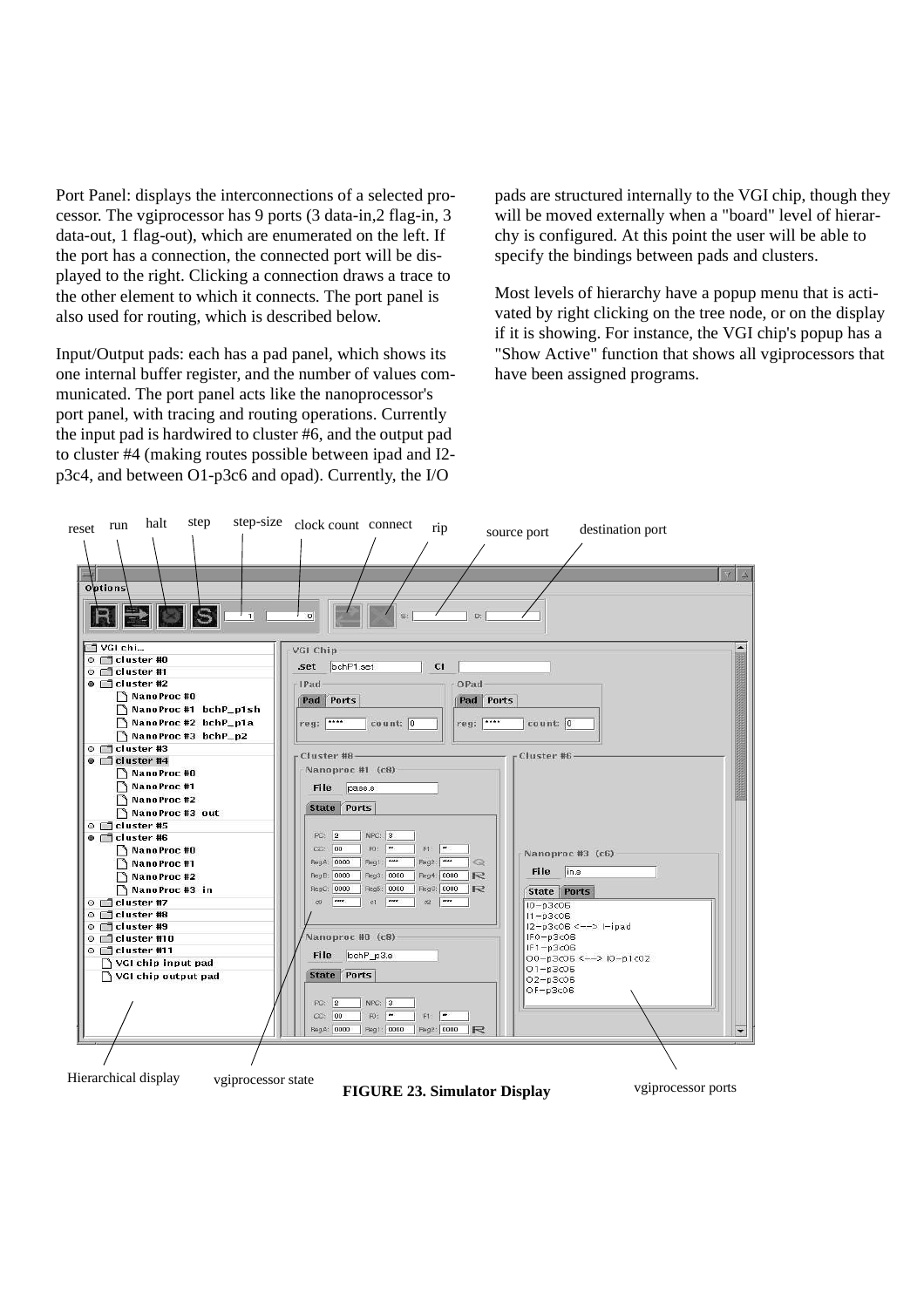Port Panel: displays the interconnections of a selected processor. The vgiprocessor has 9 ports (3 data-in,2 flag-in, 3 data-out, 1 flag-out), which are enumerated on the left. If the port has a connection, the connected port will be displayed to the right. Clicking a connection draws a trace to the other element to which it connects. The port panel is also used for routing, which is described below.

Input/Output pads: each has a pad panel, which shows its one internal buffer register, and the number of values communicated. The port panel acts like the nanoprocessor's port panel, with tracing and routing operations. Currently the input pad is hardwired to cluster #6, and the output pad to cluster #4 (making routes possible between ipad and I2-p3c4, and between O1-p3c6 and opad). Currently, the I/O pads are structured internally to the VGI chip, though they will be moved externally when a "board" level of hierarchy is configured. At this point the user will be able to specify the bindings between pads and clusters.

Most levels of hierarchy have a popup menu that is activated by right clicking on the tree node, or on the display if it is showing. For instance, the VGI chip's popup has a "Show Active" function that shows all vgiprocessors that have been assigned programs.

reset
run
halt
step
step-size
clock count
connect
rip
source port
destination port

Hierarchical display
vgiprocessor state
vgiprocessor ports

**FIGURE 23. Simulator Display**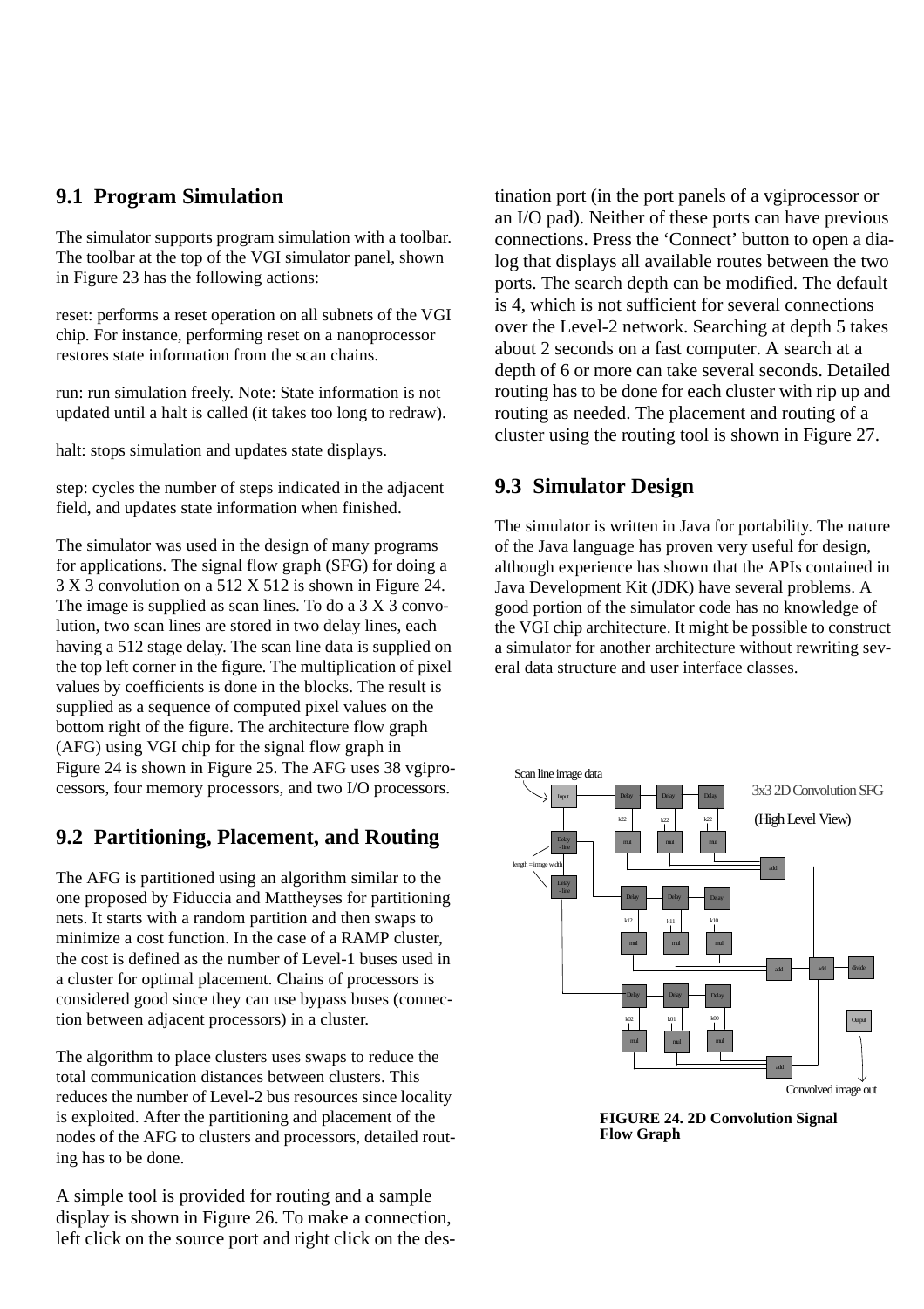## 9.1 Program Simulation

The simulator supports program simulation with a toolbar. The toolbar at the top of the VGI simulator panel, shown in Figure 23 has the following actions:

reset: performs a reset operation on all subnets of the VGI chip. For instance, performing reset on a nanoprocessor restores state information from the scan chains.

run: run simulation freely. Note: State information is not updated until a halt is called (it takes too long to redraw).

halt: stops simulation and updates state displays.

step: cycles the number of steps indicated in the adjacent field, and updates state information when finished.

The simulator was used in the design of many programs for applications. The signal flow graph (SFG) for doing a 3 X 3 convolution on a 512 X 512 is shown in Figure 24. The image is supplied as scan lines. To do a 3 X 3 convolution, two scan lines are stored in two delay lines, each having a 512 stage delay. The scan line data is supplied on the top left corner in the figure. The multiplication of pixel values by coefficients is done in the blocks. The result is supplied as a sequence of computed pixel values on the bottom right of the figure. The architecture flow graph (AFG) using VGI chip for the signal flow graph in Figure 24 is shown in Figure 25. The AFG uses 38 vgiprocessors, four memory processors, and two I/O processors.

## 9.2 Partitioning, Placement, and Routing

The AFG is partitioned using an algorithm similar to the one proposed by Fiduccia and Mattheyses for partitioning nets. It starts with a random partition and then swaps to minimize a cost function. In the case of a RAMP cluster, the cost is defined as the number of Level-1 buses used in a cluster for optimal placement. Chains of processors is considered good since they can use bypass buses (connection between adjacent processors) in a cluster.

The algorithm to place clusters uses swaps to reduce the total communication distances between clusters. This reduces the number of Level-2 bus resources since locality is exploited. After the partitioning and placement of the nodes of the AFG to clusters and processors, detailed routing has to be done.

A simple tool is provided for routing and a sample display is shown in Figure 26. To make a connection, left click on the source port and right click on the destination port (in the port panels of a vgiprocessor or an I/O pad). Neither of these ports can have previous connections. Press the 'Connect' button to open a dialog that displays all available routes between the two ports. The search depth can be modified. The default is 4, which is not sufficient for several connections over the Level-2 network. Searching at depth 5 takes about 2 seconds on a fast computer. A search at a depth of 6 or more can take several seconds. Detailed routing has to be done for each cluster with rip up and routing as needed. The placement and routing of a cluster using the routing tool is shown in Figure 27.

## 9.3 Simulator Design

The simulator is written in Java for portability. The nature of the Java language has proven very useful for design, although experience has shown that the APIs contained in Java Development Kit (JDK) have several problems. A good portion of the simulator code has no knowledge of the VGI chip architecture. It might be possible to construct a simulator for another architecture without rewriting several data structure and user interface classes.

Scan line image data
3x3 2D Convolution SFG
(High Level View)
Input
Delay
Delay
Delay
k22
k22
k22
mul
mul
mul
Delay - line
length = image width
Delay - line
add
Delay
Delay
Delay
k12
k11
k10
mul
mul
mul
add
add
divide
Delay
Delay
Delay
k02
k01
k00
Output
mul
mul
mul
add
Convolved image out

**FIGURE 24. 2D Convolution Signal Flow Graph**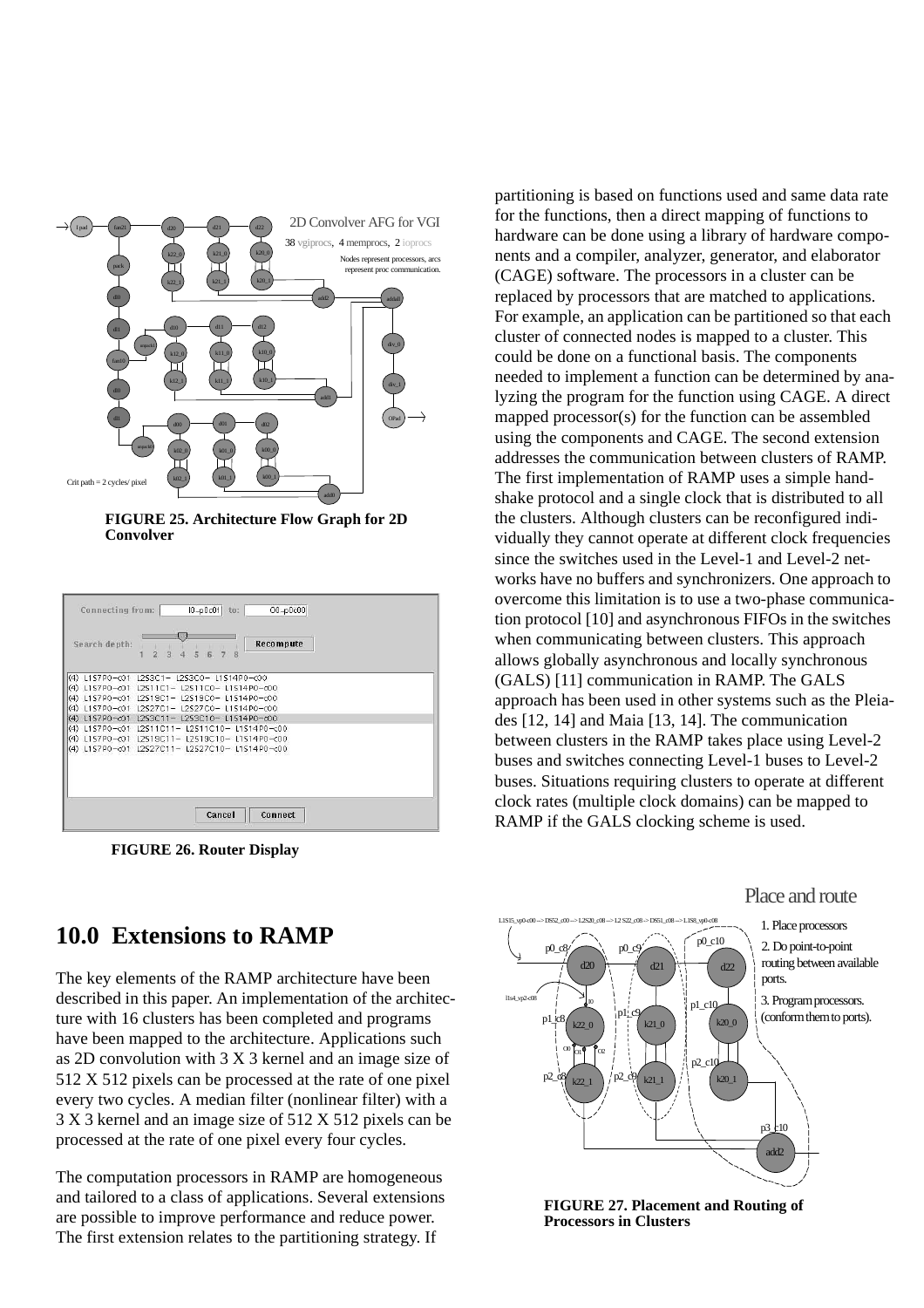2D Convolver AFG for VGI

38 vgiprocs, 4 memprocs, 2 ioprocs

Nodes represent processors, arcs represent proc communication.

Crit path = 2 cycles/ pixel

**FIGURE 25. Architecture Flow Graph for 2D Convolver**

**FIGURE 26. Router Display**

## 10.0 Extensions to RAMP

The key elements of the RAMP architecture have been described in this paper. An implementation of the architecture with 16 clusters has been completed and programs have been mapped to the architecture. Applications such as 2D convolution with 3 X 3 kernel and an image size of 512 X 512 pixels can be processed at the rate of one pixel every two cycles. A median filter (nonlinear filter) with a 3 X 3 kernel and an image size of 512 X 512 pixels can be processed at the rate of one pixel every four cycles.

The computation processors in RAMP are homogeneous and tailored to a class of applications. Several extensions are possible to improve performance and reduce power. The first extension relates to the partitioning strategy. If partitioning is based on functions used and same data rate for the functions, then a direct mapping of functions to hardware can be done using a library of hardware components and a compiler, analyzer, generator, and elaborator (CAGE) software. The processors in a cluster can be replaced by processors that are matched to applications. For example, an application can be partitioned so that each cluster of connected nodes is mapped to a cluster. This could be done on a functional basis. The components needed to implement a function can be determined by analyzing the program for the function using CAGE. A direct mapped processor(s) for the function can be assembled using the components and CAGE. The second extension addresses the communication between clusters of RAMP. The first implementation of RAMP uses a simple handshake protocol and a single clock that is distributed to all the clusters. Although clusters can be reconfigured individually they cannot operate at different clock frequencies since the switches used in the Level-1 and Level-2 networks have no buffers and synchronizers. One approach to overcome this limitation is to use a two-phase communication protocol [10] and asynchronous FIFOs in the switches when communicating between clusters. This approach allows globally asynchronous and locally synchronous (GALS) [11] communication in RAMP. The GALS approach has been used in other systems such as the Pleiades [12, 14] and Maia [13, 14]. The communication between clusters in the RAMP takes place using Level-2 buses and switches connecting Level-1 buses to Level-2 buses. Situations requiring clusters to operate at different clock rates (multiple clock domains) can be mapped to RAMP if the GALS clocking scheme is used.

Place and route

1. Place processors
2. Do point-to-point routing between available ports.
3. Program processors. (conform them to ports).

**FIGURE 27. Placement and Routing of Processors in Clusters**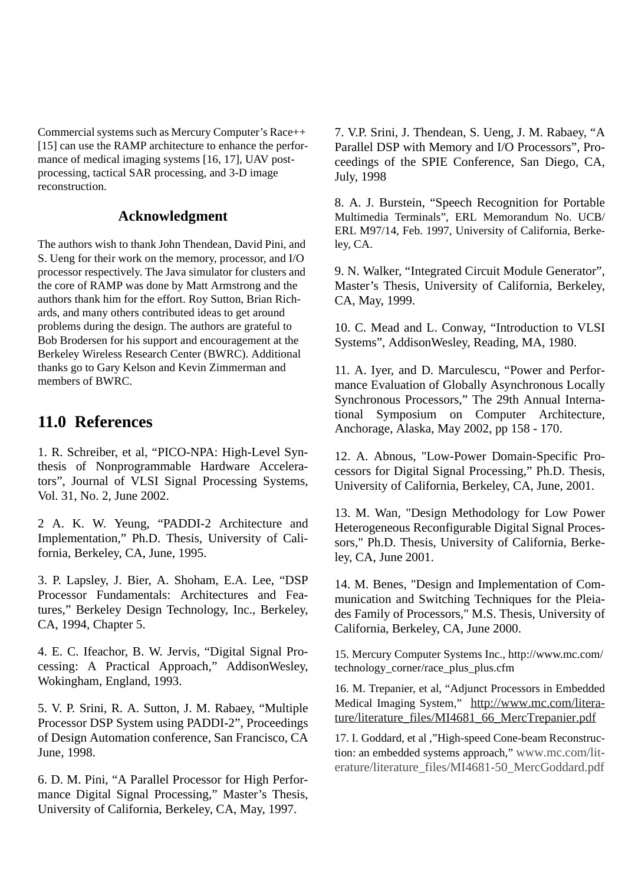Commercial systems such as Mercury Computer's Race++ [15] can use the RAMP architecture to enhance the performance of medical imaging systems [16, 17], UAV post-processing, tactical SAR processing, and 3-D image reconstruction.

### Acknowledgment

The authors wish to thank John Thendean, David Pini, and S. Ueng for their work on the memory, processor, and I/O processor respectively. The Java simulator for clusters and the core of RAMP was done by Matt Armstrong and the authors thank him for the effort. Roy Sutton, Brian Richards, and many others contributed ideas to get around problems during the design. The authors are grateful to Bob Brodersen for his support and encouragement at the Berkeley Wireless Research Center (BWRC). Additional thanks go to Gary Kelson and Kevin Zimmerman and members of BWRC.

## 11.0 References

1. R. Schreiber, et al, "PICO-NPA: High-Level Synthesis of Nonprogrammable Hardware Accelerators", Journal of VLSI Signal Processing Systems, Vol. 31, No. 2, June 2002.

2 A. K. W. Yeung, "PADDI-2 Architecture and Implementation," Ph.D. Thesis, University of California, Berkeley, CA, June, 1995.

3. P. Lapsley, J. Bier, A. Shoham, E.A. Lee, "DSP Processor Fundamentals: Architectures and Features," Berkeley Design Technology, Inc., Berkeley, CA, 1994, Chapter 5.

4. E. C. Ifeachor, B. W. Jervis, "Digital Signal Processing: A Practical Approach," AddisonWesley, Wokingham, England, 1993.

5. V. P. Srini, R. A. Sutton, J. M. Rabaey, "Multiple Processor DSP System using PADDI-2", Proceedings of Design Automation conference, San Francisco, CA June, 1998.

6. D. M. Pini, "A Parallel Processor for High Performance Digital Signal Processing," Master's Thesis, University of California, Berkeley, CA, May, 1997.

7. V.P. Srini, J. Thendean, S. Ueng, J. M. Rabaey, "A Parallel DSP with Memory and I/O Processors", Proceedings of the SPIE Conference, San Diego, CA, July, 1998

8. A. J. Burstein, "Speech Recognition for Portable Multimedia Terminals", ERL Memorandum No. UCB/ERL M97/14, Feb. 1997, University of California, Berkeley, CA.

9. N. Walker, "Integrated Circuit Module Generator", Master's Thesis, University of California, Berkeley, CA, May, 1999.

10. C. Mead and L. Conway, "Introduction to VLSI Systems", AddisonWesley, Reading, MA, 1980.

11. A. Iyer, and D. Marculescu, "Power and Performance Evaluation of Globally Asynchronous Locally Synchronous Processors," The 29th Annual International Symposium on Computer Architecture, Anchorage, Alaska, May 2002, pp 158 - 170.

12. A. Abnous, "Low-Power Domain-Specific Processors for Digital Signal Processing," Ph.D. Thesis, University of California, Berkeley, CA, June, 2001.

13. M. Wan, "Design Methodology for Low Power Heterogeneous Reconfigurable Digital Signal Processors," Ph.D. Thesis, University of California, Berkeley, CA, June 2001.

14. M. Benes, "Design and Implementation of Communication and Switching Techniques for the Pleiades Family of Processors," M.S. Thesis, University of California, Berkeley, CA, June 2000.

15. Mercury Computer Systems Inc., http://www.mc.com/technology_corner/race_plus_plus.cfm

16. M. Trepanier, et al, "Adjunct Processors in Embedded Medical Imaging System," http://www.mc.com/literature/literature_files/MI4681_66_MercTrepanier.pdf

17. I. Goddard, et al ,"High-speed Cone-beam Reconstruction: an embedded systems approach," www.mc.com/literature/literature_files/MI4681-50_MercGoddard.pdf